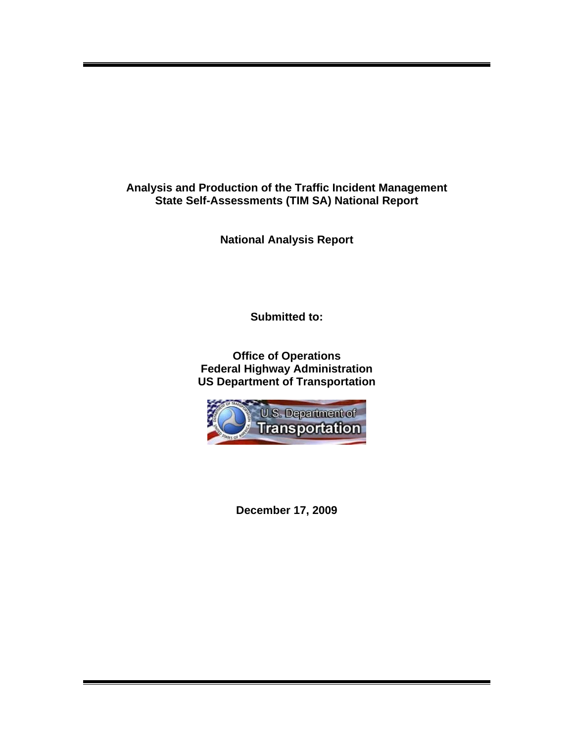# Analysis and Production of the Traffic Incident Management State Self-Assessments (TIM SA) National Report

## National Analysis Report

**Submitted to:**

**Office of Operations**
**Federal Highway Administration**
**US Department of Transportation**

**December 17, 2009**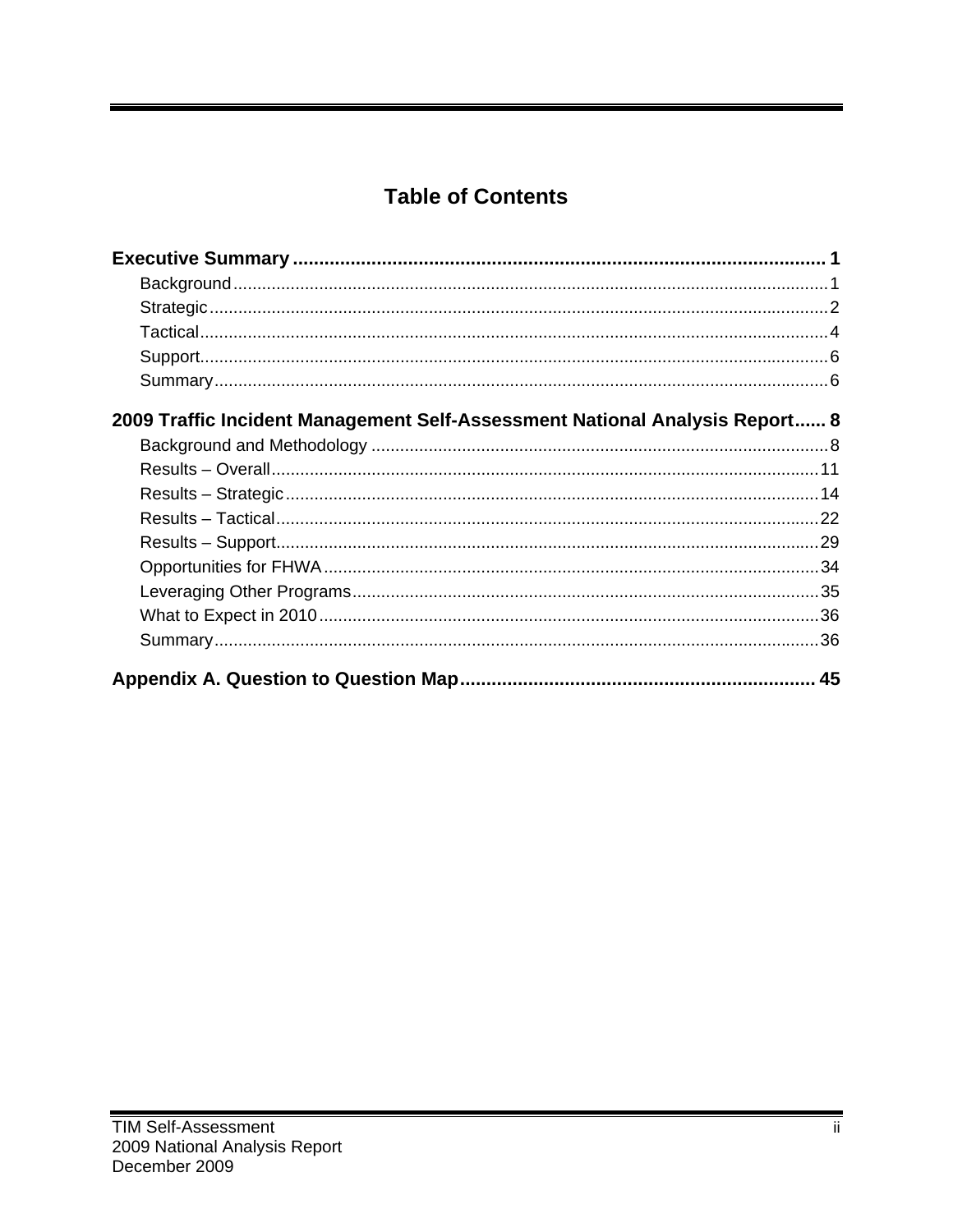# Table of Contents

**Executive Summary ... 1**

- Background ... 1
- Strategic ... 2
- Tactical ... 4
- Support ... 6
- Summary ... 6

**2009 Traffic Incident Management Self-Assessment National Analysis Report ... 8**

- Background and Methodology ... 8
- Results – Overall ... 11
- Results – Strategic ... 14
- Results – Tactical ... 22
- Results – Support ... 29
- Opportunities for FHWA ... 34
- Leveraging Other Programs ... 35
- What to Expect in 2010 ... 36
- Summary ... 36

**Appendix A. Question to Question Map ... 45**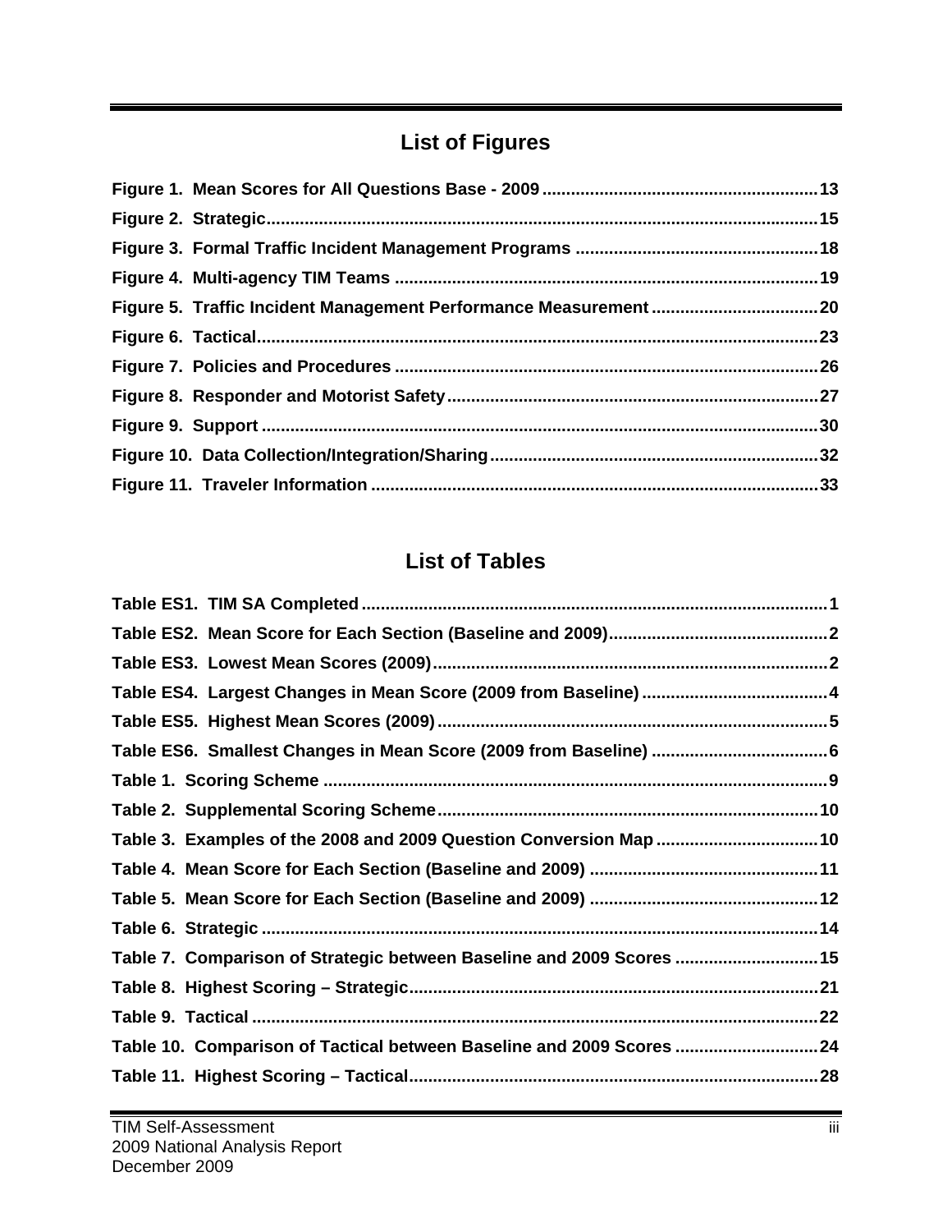## List of Figures

Figure 1. Mean Scores for All Questions Base - 2009 ..... 13
Figure 2. Strategic ..... 15
Figure 3. Formal Traffic Incident Management Programs ..... 18
Figure 4. Multi-agency TIM Teams ..... 19
Figure 5. Traffic Incident Management Performance Measurement ..... 20
Figure 6. Tactical ..... 23
Figure 7. Policies and Procedures ..... 26
Figure 8. Responder and Motorist Safety ..... 27
Figure 9. Support ..... 30
Figure 10. Data Collection/Integration/Sharing ..... 32
Figure 11. Traveler Information ..... 33

## List of Tables

Table ES1. TIM SA Completed ..... 1
Table ES2. Mean Score for Each Section (Baseline and 2009) ..... 2
Table ES3. Lowest Mean Scores (2009) ..... 2
Table ES4. Largest Changes in Mean Score (2009 from Baseline) ..... 4
Table ES5. Highest Mean Scores (2009) ..... 5
Table ES6. Smallest Changes in Mean Score (2009 from Baseline) ..... 6
Table 1. Scoring Scheme ..... 9
Table 2. Supplemental Scoring Scheme ..... 10
Table 3. Examples of the 2008 and 2009 Question Conversion Map ..... 10
Table 4. Mean Score for Each Section (Baseline and 2009) ..... 11
Table 5. Mean Score for Each Section (Baseline and 2009) ..... 12
Table 6. Strategic ..... 14
Table 7. Comparison of Strategic between Baseline and 2009 Scores ..... 15
Table 8. Highest Scoring – Strategic ..... 21
Table 9. Tactical ..... 22
Table 10. Comparison of Tactical between Baseline and 2009 Scores ..... 24
Table 11. Highest Scoring – Tactical ..... 28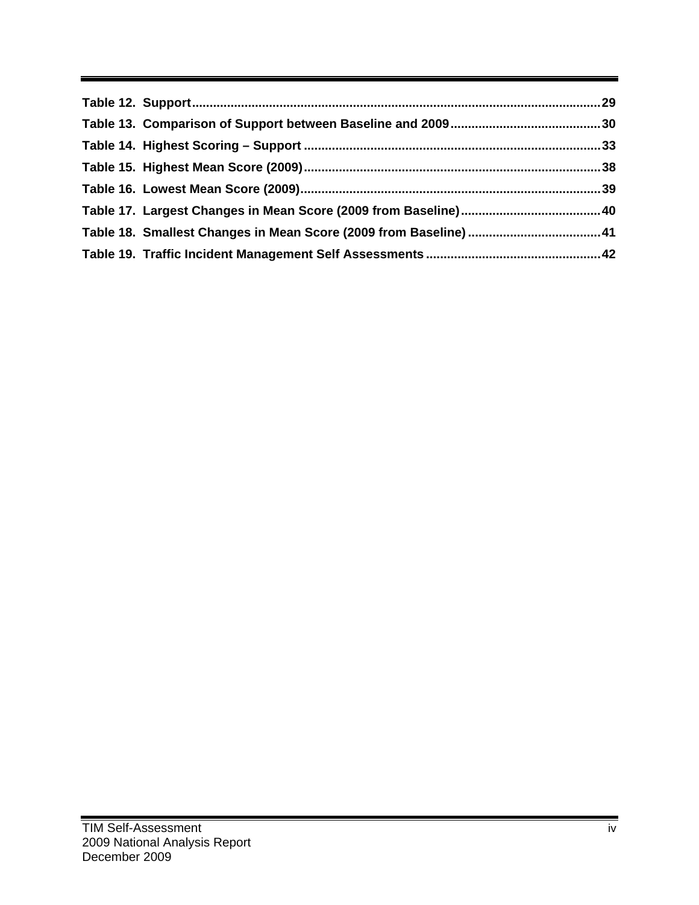**Table 12. Support** ... 29

**Table 13. Comparison of Support between Baseline and 2009** ... 30

**Table 14. Highest Scoring – Support** ... 33

**Table 15. Highest Mean Score (2009)** ... 38

**Table 16. Lowest Mean Score (2009)** ... 39

**Table 17. Largest Changes in Mean Score (2009 from Baseline)** ... 40

**Table 18. Smallest Changes in Mean Score (2009 from Baseline)** ... 41

**Table 19. Traffic Incident Management Self Assessments** ... 42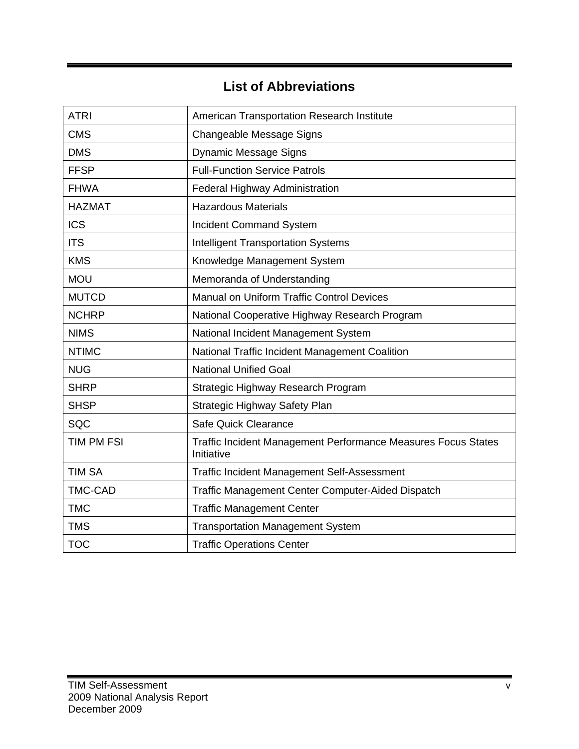# List of Abbreviations

| | |
|---|---|
| ATRI | American Transportation Research Institute |
| CMS | Changeable Message Signs |
| DMS | Dynamic Message Signs |
| FFSP | Full-Function Service Patrols |
| FHWA | Federal Highway Administration |
| HAZMAT | Hazardous Materials |
| ICS | Incident Command System |
| ITS | Intelligent Transportation Systems |
| KMS | Knowledge Management System |
| MOU | Memoranda of Understanding |
| MUTCD | Manual on Uniform Traffic Control Devices |
| NCHRP | National Cooperative Highway Research Program |
| NIMS | National Incident Management System |
| NTIMC | National Traffic Incident Management Coalition |
| NUG | National Unified Goal |
| SHRP | Strategic Highway Research Program |
| SHSP | Strategic Highway Safety Plan |
| SQC | Safe Quick Clearance |
| TIM PM FSI | Traffic Incident Management Performance Measures Focus States Initiative |
| TIM SA | Traffic Incident Management Self-Assessment |
| TMC-CAD | Traffic Management Center Computer-Aided Dispatch |
| TMC | Traffic Management Center |
| TMS | Transportation Management System |
| TOC | Traffic Operations Center |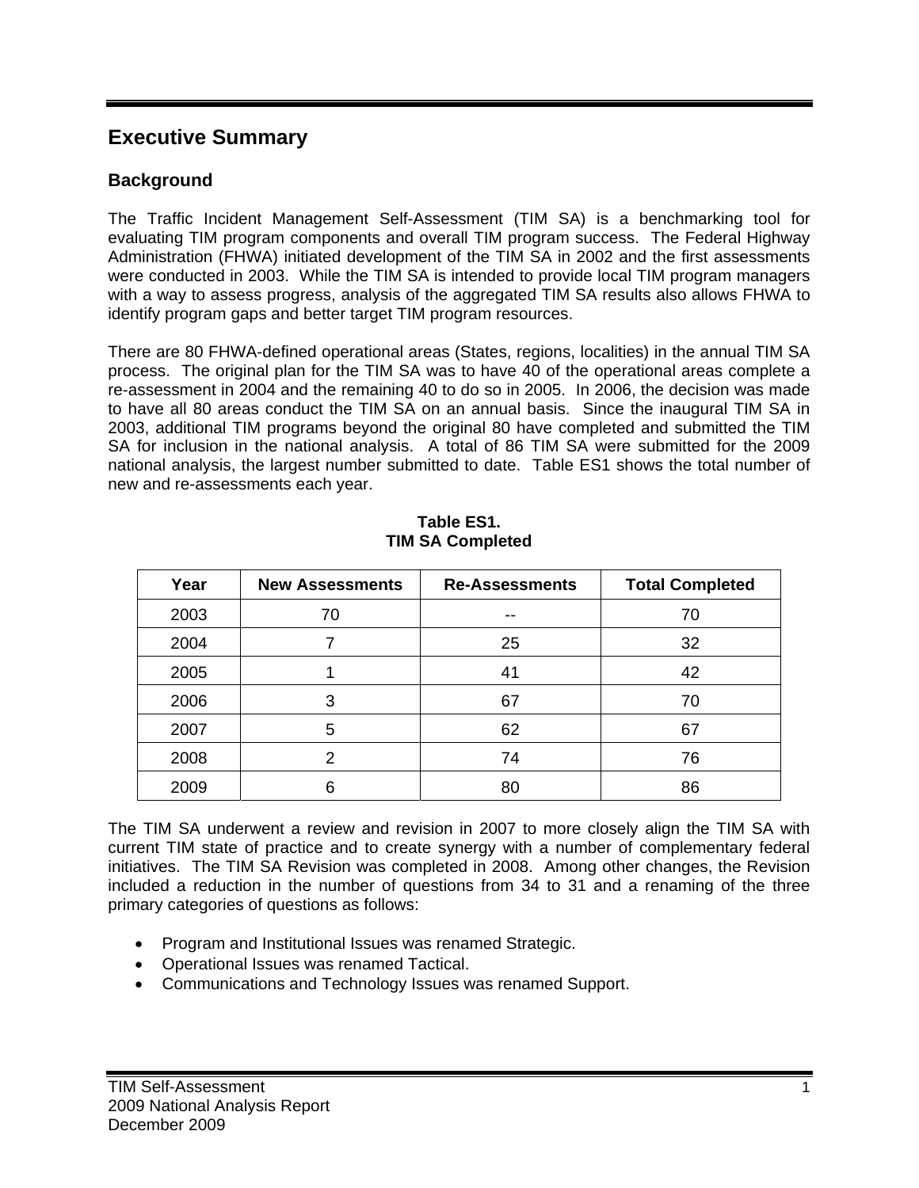# Executive Summary

## Background

The Traffic Incident Management Self-Assessment (TIM SA) is a benchmarking tool for evaluating TIM program components and overall TIM program success. The Federal Highway Administration (FHWA) initiated development of the TIM SA in 2002 and the first assessments were conducted in 2003. While the TIM SA is intended to provide local TIM program managers with a way to assess progress, analysis of the aggregated TIM SA results also allows FHWA to identify program gaps and better target TIM program resources.

There are 80 FHWA-defined operational areas (States, regions, localities) in the annual TIM SA process. The original plan for the TIM SA was to have 40 of the operational areas complete a re-assessment in 2004 and the remaining 40 to do so in 2005. In 2006, the decision was made to have all 80 areas conduct the TIM SA on an annual basis. Since the inaugural TIM SA in 2003, additional TIM programs beyond the original 80 have completed and submitted the TIM SA for inclusion in the national analysis. A total of 86 TIM SA were submitted for the 2009 national analysis, the largest number submitted to date. Table ES1 shows the total number of new and re-assessments each year.

**Table ES1.**
**TIM SA Completed**

| Year | New Assessments | Re-Assessments | Total Completed |
|---|---|---|---|
| 2003 | 70 | -- | 70 |
| 2004 | 7 | 25 | 32 |
| 2005 | 1 | 41 | 42 |
| 2006 | 3 | 67 | 70 |
| 2007 | 5 | 62 | 67 |
| 2008 | 2 | 74 | 76 |
| 2009 | 6 | 80 | 86 |

The TIM SA underwent a review and revision in 2007 to more closely align the TIM SA with current TIM state of practice and to create synergy with a number of complementary federal initiatives. The TIM SA Revision was completed in 2008. Among other changes, the Revision included a reduction in the number of questions from 34 to 31 and a renaming of the three primary categories of questions as follows:

- Program and Institutional Issues was renamed Strategic.
- Operational Issues was renamed Tactical.
- Communications and Technology Issues was renamed Support.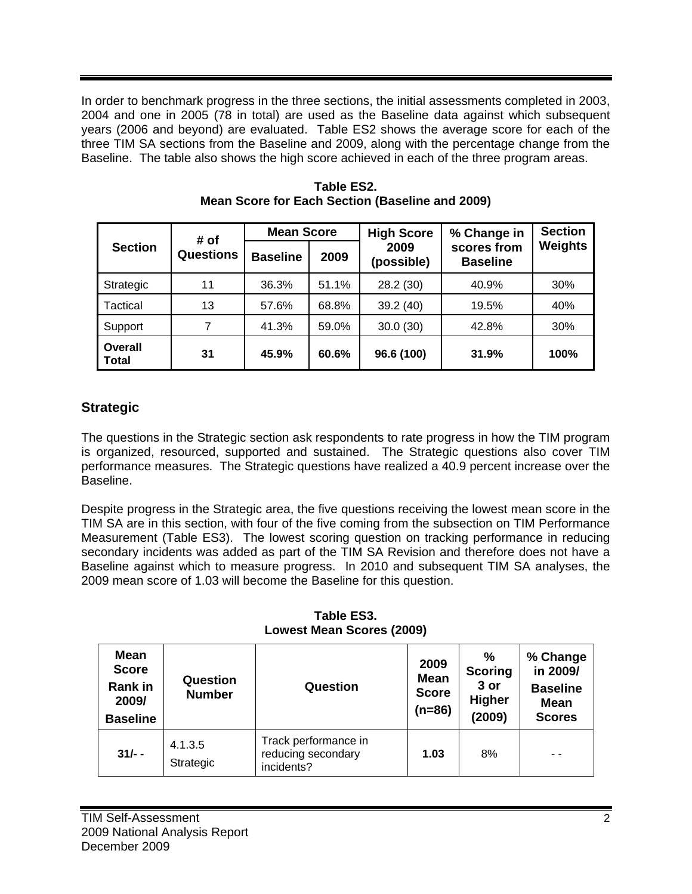In order to benchmark progress in the three sections, the initial assessments completed in 2003, 2004 and one in 2005 (78 in total) are used as the Baseline data against which subsequent years (2006 and beyond) are evaluated. Table ES2 shows the average score for each of the three TIM SA sections from the Baseline and 2009, along with the percentage change from the Baseline. The table also shows the high score achieved in each of the three program areas.

**Table ES2.**
**Mean Score for Each Section (Baseline and 2009)**

| Section | # of Questions | Mean Score | | High Score 2009 (possible) | % Change in scores from Baseline | Section Weights |
|---|---|---|---|---|---|---|
| | | Baseline | 2009 | | | |
| Strategic | 11 | 36.3% | 51.1% | 28.2 (30) | 40.9% | 30% |
| Tactical | 13 | 57.6% | 68.8% | 39.2 (40) | 19.5% | 40% |
| Support | 7 | 41.3% | 59.0% | 30.0 (30) | 42.8% | 30% |
| **Overall Total** | **31** | **45.9%** | **60.6%** | **96.6 (100)** | **31.9%** | **100%** |

## Strategic

The questions in the Strategic section ask respondents to rate progress in how the TIM program is organized, resourced, supported and sustained. The Strategic questions also cover TIM performance measures. The Strategic questions have realized a 40.9 percent increase over the Baseline.

Despite progress in the Strategic area, the five questions receiving the lowest mean score in the TIM SA are in this section, with four of the five coming from the subsection on TIM Performance Measurement (Table ES3). The lowest scoring question on tracking performance in reducing secondary incidents was added as part of the TIM SA Revision and therefore does not have a Baseline against which to measure progress. In 2010 and subsequent TIM SA analyses, the 2009 mean score of 1.03 will become the Baseline for this question.

**Table ES3.**
**Lowest Mean Scores (2009)**

| Mean Score Rank in 2009/ Baseline | Question Number | Question | 2009 Mean Score (n=86) | % Scoring 3 or Higher (2009) | % Change in 2009/ Baseline Mean Scores |
|---|---|---|---|---|---|
| **31/- -** | 4.1.3.5 Strategic | Track performance in reducing secondary incidents? | **1.03** | 8% | - - |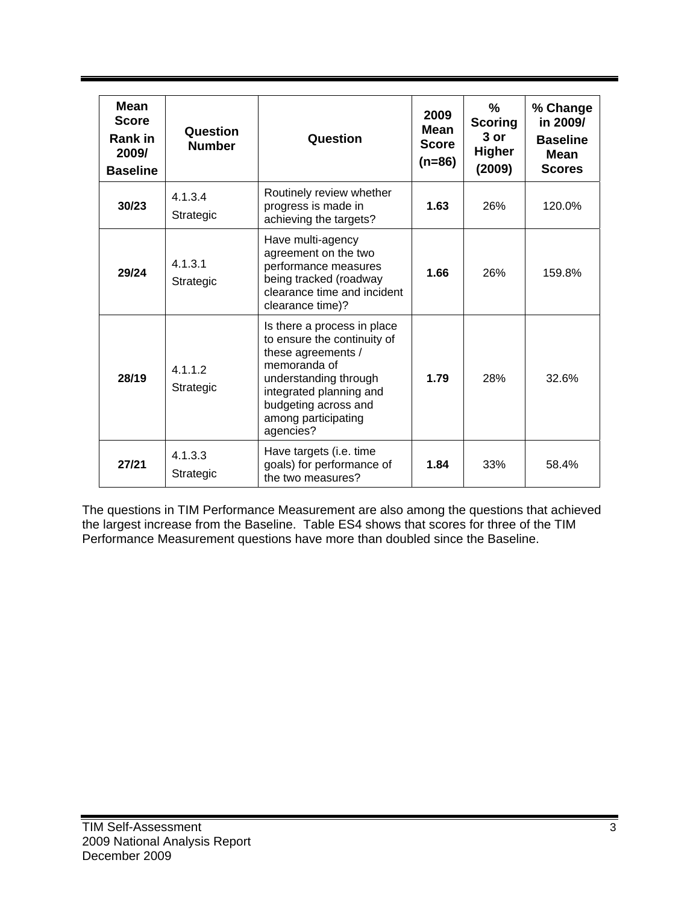| Mean Score Rank in 2009/ Baseline | Question Number | Question | 2009 Mean Score (n=86) | % Scoring 3 or Higher (2009) | % Change in 2009/ Baseline Mean Scores |
|---|---|---|---|---|---|
| **30/23** | 4.1.3.4 Strategic | Routinely review whether progress is made in achieving the targets? | **1.63** | 26% | 120.0% |
| **29/24** | 4.1.3.1 Strategic | Have multi-agency agreement on the two performance measures being tracked (roadway clearance time and incident clearance time)? | **1.66** | 26% | 159.8% |
| **28/19** | 4.1.1.2 Strategic | Is there a process in place to ensure the continuity of these agreements / memoranda of understanding through integrated planning and budgeting across and among participating agencies? | **1.79** | 28% | 32.6% |
| **27/21** | 4.1.3.3 Strategic | Have targets (i.e. time goals) for performance of the two measures? | **1.84** | 33% | 58.4% |

The questions in TIM Performance Measurement are also among the questions that achieved the largest increase from the Baseline. Table ES4 shows that scores for three of the TIM Performance Measurement questions have more than doubled since the Baseline.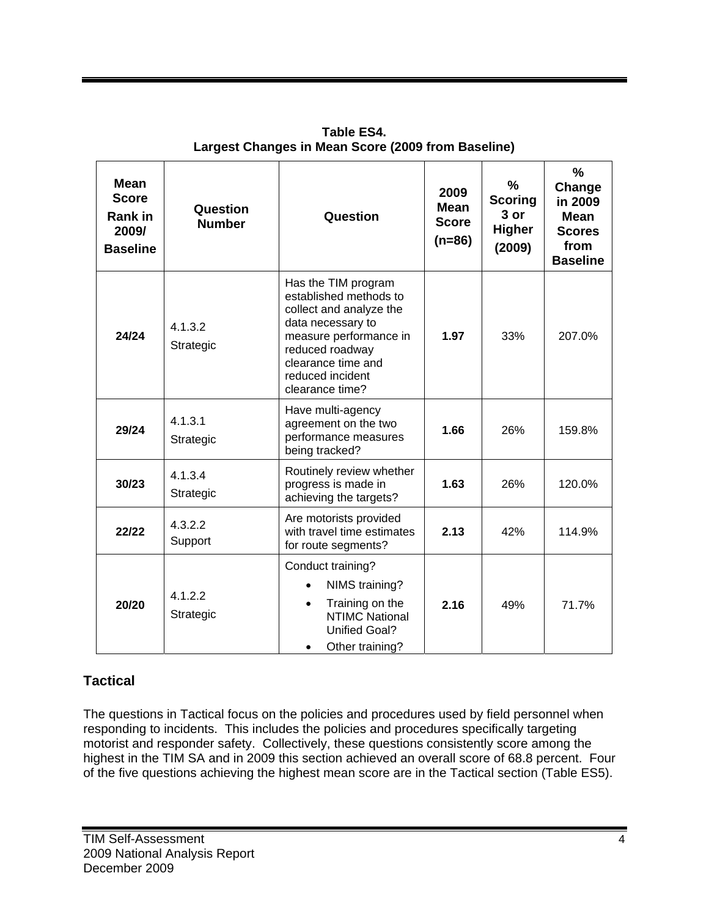**Table ES4.**
**Largest Changes in Mean Score (2009 from Baseline)**

| Mean Score Rank in 2009/ Baseline | Question Number | Question | 2009 Mean Score (n=86) | % Scoring 3 or Higher (2009) | % Change in 2009 Mean Scores from Baseline |
|---|---|---|---|---|---|
| **24/24** | 4.1.3.2 Strategic | Has the TIM program established methods to collect and analyze the data necessary to measure performance in reduced roadway clearance time and reduced incident clearance time? | **1.97** | 33% | 207.0% |
| **29/24** | 4.1.3.1 Strategic | Have multi-agency agreement on the two performance measures being tracked? | **1.66** | 26% | 159.8% |
| **30/23** | 4.1.3.4 Strategic | Routinely review whether progress is made in achieving the targets? | **1.63** | 26% | 120.0% |
| **22/22** | 4.3.2.2 Support | Are motorists provided with travel time estimates for route segments? | **2.13** | 42% | 114.9% |
| **20/20** | 4.1.2.2 Strategic | Conduct training?<br>• NIMS training?<br>• Training on the NTIMC National Unified Goal?<br>• Other training? | **2.16** | 49% | 71.7% |

## Tactical

The questions in Tactical focus on the policies and procedures used by field personnel when responding to incidents. This includes the policies and procedures specifically targeting motorist and responder safety. Collectively, these questions consistently score among the highest in the TIM SA and in 2009 this section achieved an overall score of 68.8 percent. Four of the five questions achieving the highest mean score are in the Tactical section (Table ES5).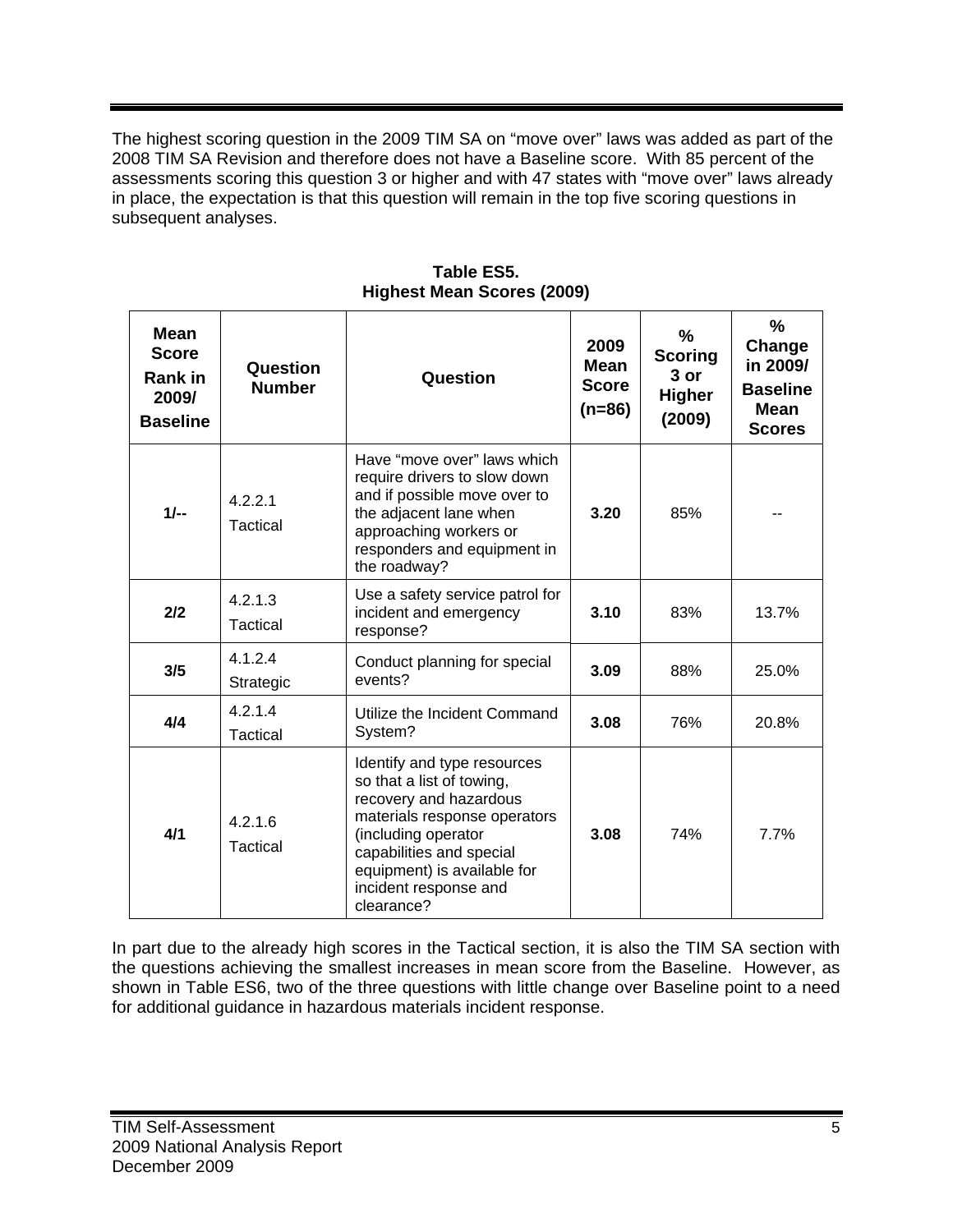The highest scoring question in the 2009 TIM SA on "move over" laws was added as part of the 2008 TIM SA Revision and therefore does not have a Baseline score. With 85 percent of the assessments scoring this question 3 or higher and with 47 states with "move over" laws already in place, the expectation is that this question will remain in the top five scoring questions in subsequent analyses.

**Table ES5.**
**Highest Mean Scores (2009)**

| Mean Score Rank in 2009/ Baseline | Question Number | Question | 2009 Mean Score (n=86) | % Scoring 3 or Higher (2009) | % Change in 2009/ Baseline Mean Scores |
|---|---|---|---|---|---|
| **1/--** | 4.2.2.1 Tactical | Have "move over" laws which require drivers to slow down and if possible move over to the adjacent lane when approaching workers or responders and equipment in the roadway? | **3.20** | 85% | -- |
| **2/2** | 4.2.1.3 Tactical | Use a safety service patrol for incident and emergency response? | **3.10** | 83% | 13.7% |
| **3/5** | 4.1.2.4 Strategic | Conduct planning for special events? | **3.09** | 88% | 25.0% |
| **4/4** | 4.2.1.4 Tactical | Utilize the Incident Command System? | **3.08** | 76% | 20.8% |
| **4/1** | 4.2.1.6 Tactical | Identify and type resources so that a list of towing, recovery and hazardous materials response operators (including operator capabilities and special equipment) is available for incident response and clearance? | **3.08** | 74% | 7.7% |

In part due to the already high scores in the Tactical section, it is also the TIM SA section with the questions achieving the smallest increases in mean score from the Baseline. However, as shown in Table ES6, two of the three questions with little change over Baseline point to a need for additional guidance in hazardous materials incident response.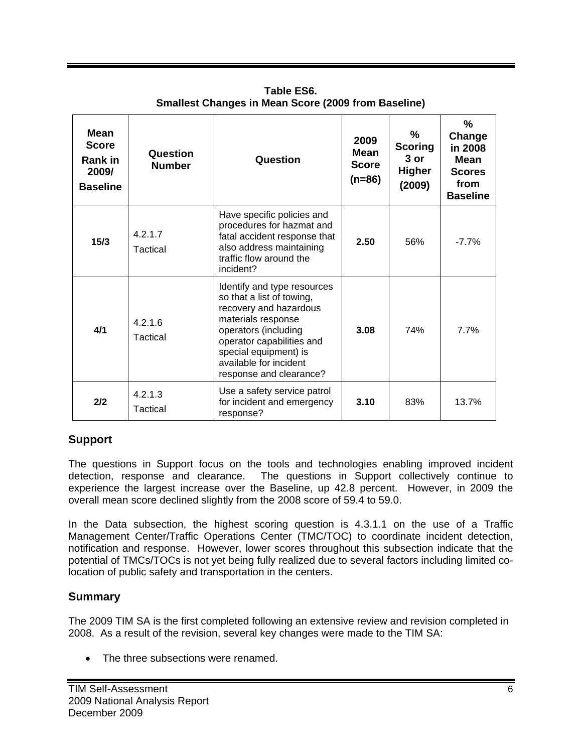**Table ES6.**
**Smallest Changes in Mean Score (2009 from Baseline)**

| Mean Score Rank in 2009/ Baseline | Question Number | Question | 2009 Mean Score (n=86) | % Scoring 3 or Higher (2009) | % Change in 2008 Mean Scores from Baseline |
|---|---|---|---|---|---|
| **15/3** | 4.2.1.7 Tactical | Have specific policies and procedures for hazmat and fatal accident response that also address maintaining traffic flow around the incident? | **2.50** | 56% | -7.7% |
| **4/1** | 4.2.1.6 Tactical | Identify and type resources so that a list of towing, recovery and hazardous materials response operators (including operator capabilities and special equipment) is available for incident response and clearance? | **3.08** | 74% | 7.7% |
| **2/2** | 4.2.1.3 Tactical | Use a safety service patrol for incident and emergency response? | **3.10** | 83% | 13.7% |

## Support

The questions in Support focus on the tools and technologies enabling improved incident detection, response and clearance. The questions in Support collectively continue to experience the largest increase over the Baseline, up 42.8 percent. However, in 2009 the overall mean score declined slightly from the 2008 score of 59.4 to 59.0.

In the Data subsection, the highest scoring question is 4.3.1.1 on the use of a Traffic Management Center/Traffic Operations Center (TMC/TOC) to coordinate incident detection, notification and response. However, lower scores throughout this subsection indicate that the potential of TMCs/TOCs is not yet being fully realized due to several factors including limited co-location of public safety and transportation in the centers.

## Summary

The 2009 TIM SA is the first completed following an extensive review and revision completed in 2008. As a result of the revision, several key changes were made to the TIM SA:

- The three subsections were renamed.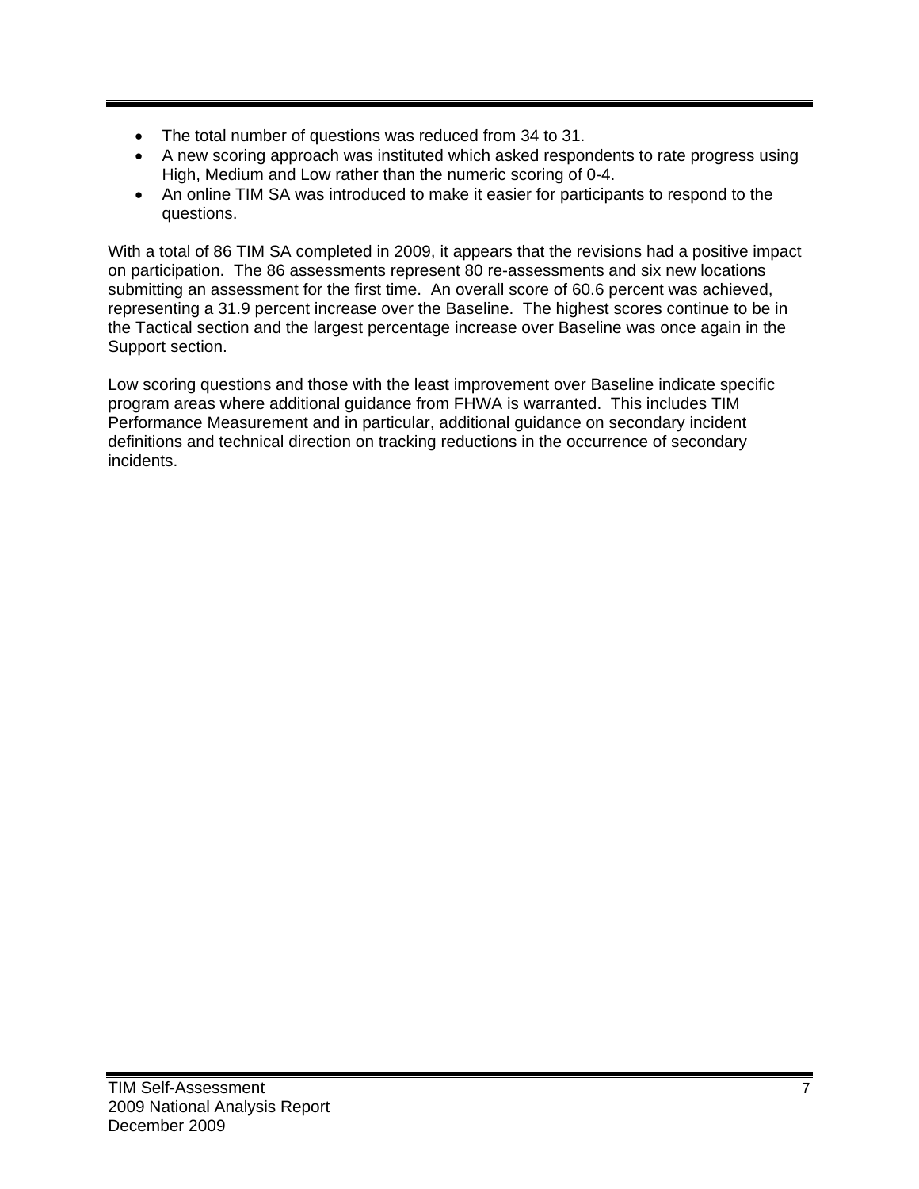- The total number of questions was reduced from 34 to 31.
- A new scoring approach was instituted which asked respondents to rate progress using High, Medium and Low rather than the numeric scoring of 0-4.
- An online TIM SA was introduced to make it easier for participants to respond to the questions.

With a total of 86 TIM SA completed in 2009, it appears that the revisions had a positive impact on participation. The 86 assessments represent 80 re-assessments and six new locations submitting an assessment for the first time. An overall score of 60.6 percent was achieved, representing a 31.9 percent increase over the Baseline. The highest scores continue to be in the Tactical section and the largest percentage increase over Baseline was once again in the Support section.

Low scoring questions and those with the least improvement over Baseline indicate specific program areas where additional guidance from FHWA is warranted. This includes TIM Performance Measurement and in particular, additional guidance on secondary incident definitions and technical direction on tracking reductions in the occurrence of secondary incidents.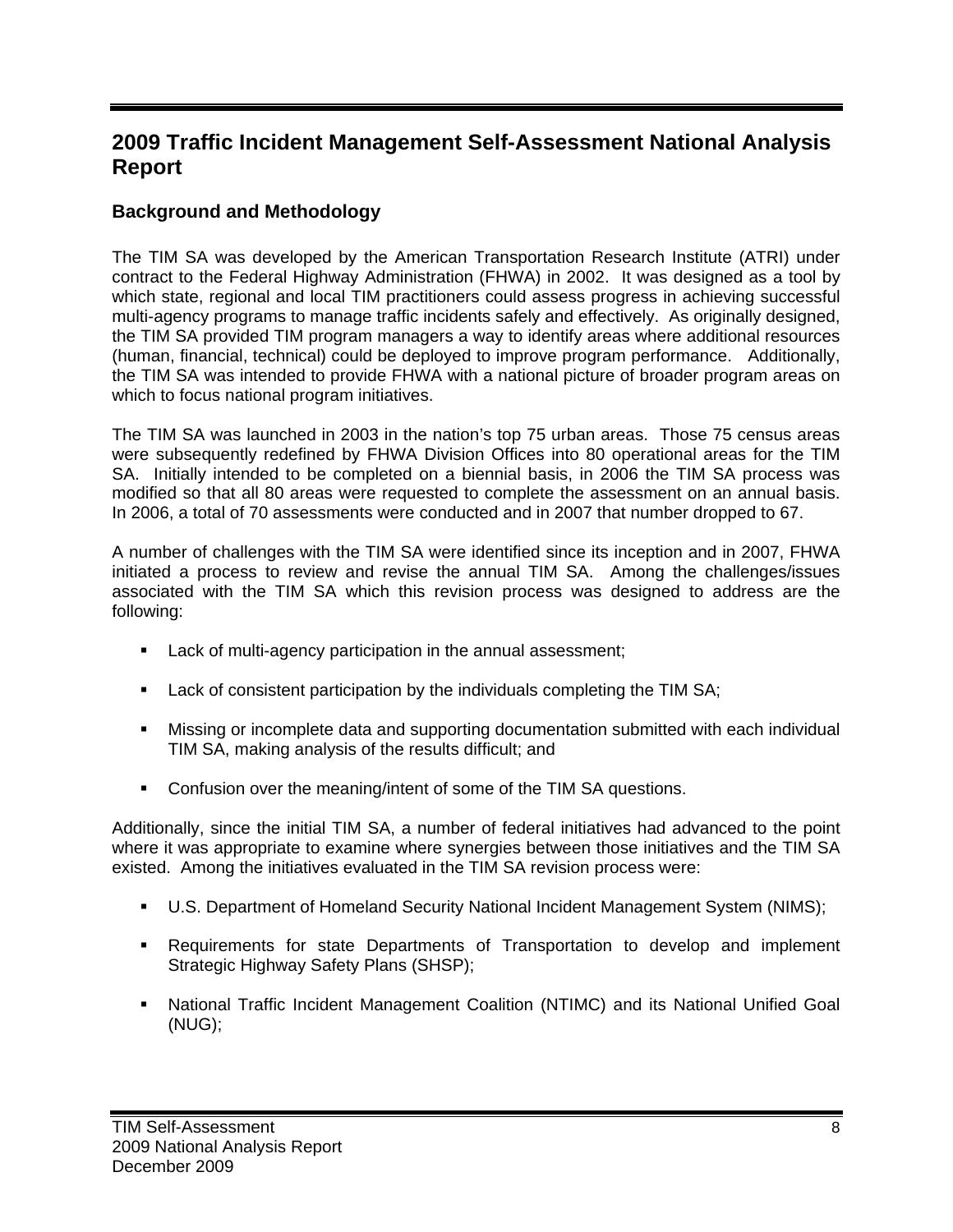# 2009 Traffic Incident Management Self-Assessment National Analysis Report

## Background and Methodology

The TIM SA was developed by the American Transportation Research Institute (ATRI) under contract to the Federal Highway Administration (FHWA) in 2002. It was designed as a tool by which state, regional and local TIM practitioners could assess progress in achieving successful multi-agency programs to manage traffic incidents safely and effectively. As originally designed, the TIM SA provided TIM program managers a way to identify areas where additional resources (human, financial, technical) could be deployed to improve program performance. Additionally, the TIM SA was intended to provide FHWA with a national picture of broader program areas on which to focus national program initiatives.

The TIM SA was launched in 2003 in the nation's top 75 urban areas. Those 75 census areas were subsequently redefined by FHWA Division Offices into 80 operational areas for the TIM SA. Initially intended to be completed on a biennial basis, in 2006 the TIM SA process was modified so that all 80 areas were requested to complete the assessment on an annual basis. In 2006, a total of 70 assessments were conducted and in 2007 that number dropped to 67.

A number of challenges with the TIM SA were identified since its inception and in 2007, FHWA initiated a process to review and revise the annual TIM SA. Among the challenges/issues associated with the TIM SA which this revision process was designed to address are the following:

- Lack of multi-agency participation in the annual assessment;
- Lack of consistent participation by the individuals completing the TIM SA;
- Missing or incomplete data and supporting documentation submitted with each individual TIM SA, making analysis of the results difficult; and
- Confusion over the meaning/intent of some of the TIM SA questions.

Additionally, since the initial TIM SA, a number of federal initiatives had advanced to the point where it was appropriate to examine where synergies between those initiatives and the TIM SA existed. Among the initiatives evaluated in the TIM SA revision process were:

- U.S. Department of Homeland Security National Incident Management System (NIMS);
- Requirements for state Departments of Transportation to develop and implement Strategic Highway Safety Plans (SHSP);
- National Traffic Incident Management Coalition (NTIMC) and its National Unified Goal (NUG);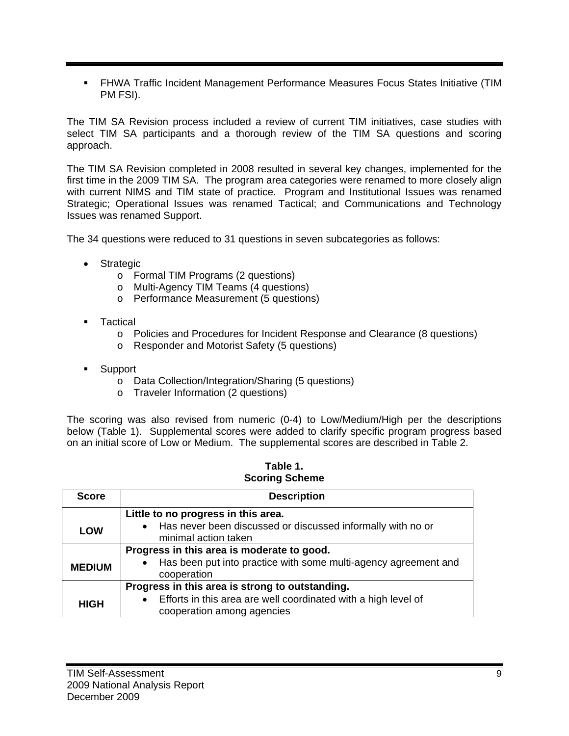- FHWA Traffic Incident Management Performance Measures Focus States Initiative (TIM PM FSI).

The TIM SA Revision process included a review of current TIM initiatives, case studies with select TIM SA participants and a thorough review of the TIM SA questions and scoring approach.

The TIM SA Revision completed in 2008 resulted in several key changes, implemented for the first time in the 2009 TIM SA. The program area categories were renamed to more closely align with current NIMS and TIM state of practice. Program and Institutional Issues was renamed Strategic; Operational Issues was renamed Tactical; and Communications and Technology Issues was renamed Support.

The 34 questions were reduced to 31 questions in seven subcategories as follows:

- Strategic
  - Formal TIM Programs (2 questions)
  - Multi-Agency TIM Teams (4 questions)
  - Performance Measurement (5 questions)

- Tactical
  - Policies and Procedures for Incident Response and Clearance (8 questions)
  - Responder and Motorist Safety (5 questions)

- Support
  - Data Collection/Integration/Sharing (5 questions)
  - Traveler Information (2 questions)

The scoring was also revised from numeric (0-4) to Low/Medium/High per the descriptions below (Table 1). Supplemental scores were added to clarify specific program progress based on an initial score of Low or Medium. The supplemental scores are described in Table 2.

**Table 1.**
**Scoring Scheme**

| Score | Description |
|---|---|
| **LOW** | **Little to no progress in this area.**<br>• Has never been discussed or discussed informally with no or minimal action taken |
| **MEDIUM** | **Progress in this area is moderate to good.**<br>• Has been put into practice with some multi-agency agreement and cooperation |
| **HIGH** | **Progress in this area is strong to outstanding.**<br>• Efforts in this area are well coordinated with a high level of cooperation among agencies |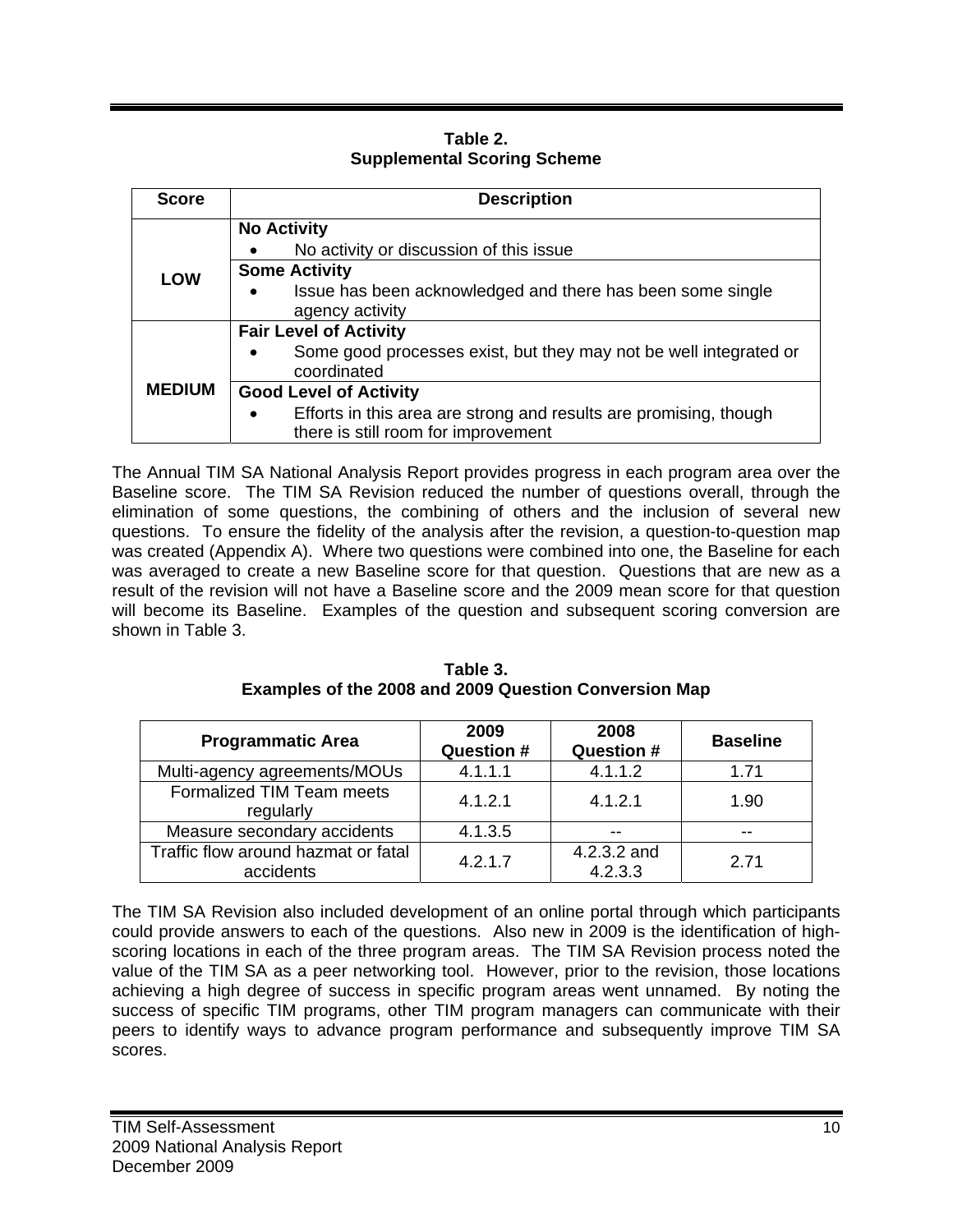**Table 2.**
**Supplemental Scoring Scheme**

| Score | Description |
| --- | --- |
| LOW | **No Activity**<br>• No activity or discussion of this issue |
| | **Some Activity**<br>• Issue has been acknowledged and there has been some single agency activity |
| MEDIUM | **Fair Level of Activity**<br>• Some good processes exist, but they may not be well integrated or coordinated |
| | **Good Level of Activity**<br>• Efforts in this area are strong and results are promising, though there is still room for improvement |

The Annual TIM SA National Analysis Report provides progress in each program area over the Baseline score. The TIM SA Revision reduced the number of questions overall, through the elimination of some questions, the combining of others and the inclusion of several new questions. To ensure the fidelity of the analysis after the revision, a question-to-question map was created (Appendix A). Where two questions were combined into one, the Baseline for each was averaged to create a new Baseline score for that question. Questions that are new as a result of the revision will not have a Baseline score and the 2009 mean score for that question will become its Baseline. Examples of the question and subsequent scoring conversion are shown in Table 3.

**Table 3.**
**Examples of the 2008 and 2009 Question Conversion Map**

| Programmatic Area | 2009 Question # | 2008 Question # | Baseline |
| --- | --- | --- | --- |
| Multi-agency agreements/MOUs | 4.1.1.1 | 4.1.1.2 | 1.71 |
| Formalized TIM Team meets regularly | 4.1.2.1 | 4.1.2.1 | 1.90 |
| Measure secondary accidents | 4.1.3.5 | -- | -- |
| Traffic flow around hazmat or fatal accidents | 4.2.1.7 | 4.2.3.2 and 4.2.3.3 | 2.71 |

The TIM SA Revision also included development of an online portal through which participants could provide answers to each of the questions. Also new in 2009 is the identification of high-scoring locations in each of the three program areas. The TIM SA Revision process noted the value of the TIM SA as a peer networking tool. However, prior to the revision, those locations achieving a high degree of success in specific program areas went unnamed. By noting the success of specific TIM programs, other TIM program managers can communicate with their peers to identify ways to advance program performance and subsequently improve TIM SA scores.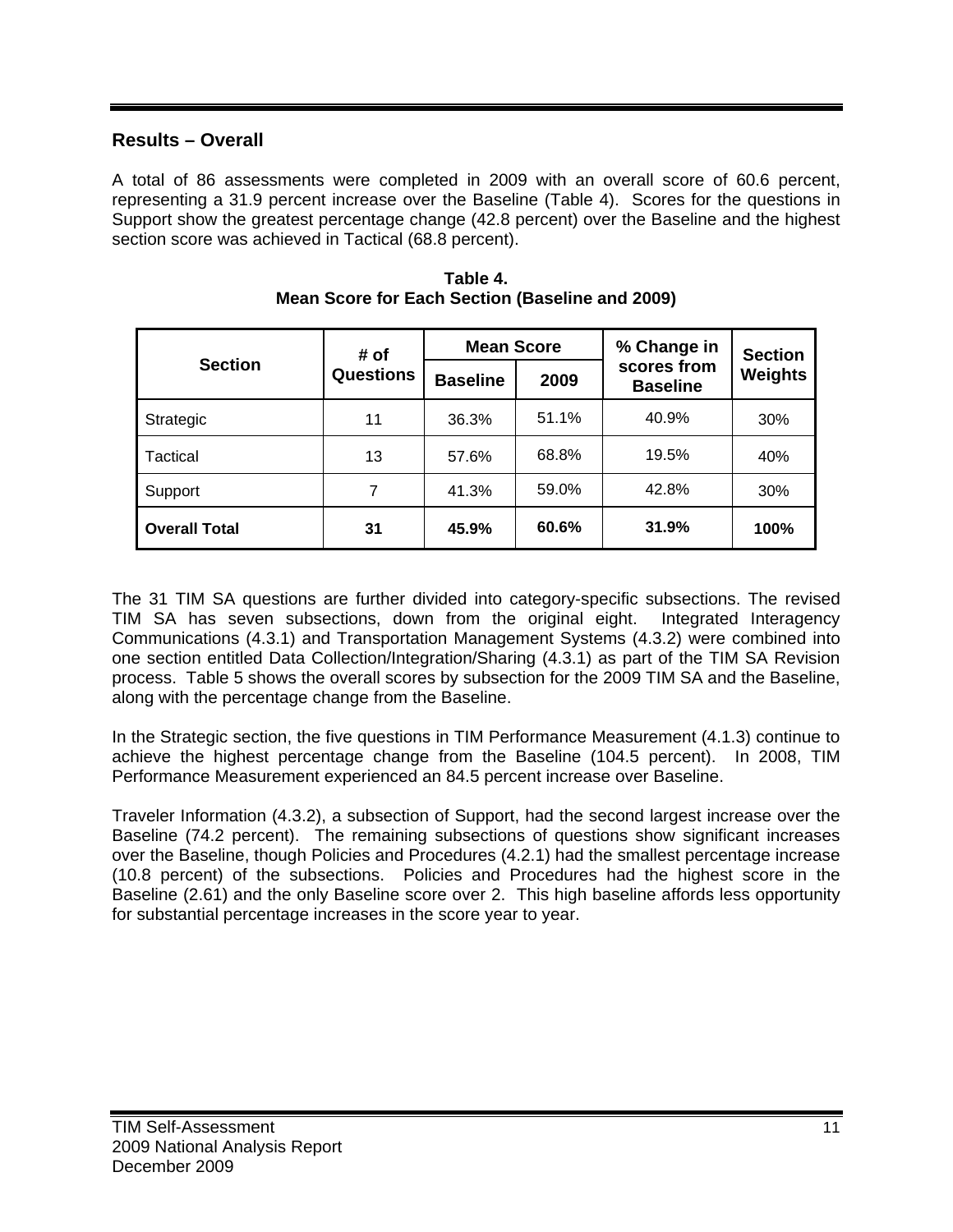## Results – Overall

A total of 86 assessments were completed in 2009 with an overall score of 60.6 percent, representing a 31.9 percent increase over the Baseline (Table 4). Scores for the questions in Support show the greatest percentage change (42.8 percent) over the Baseline and the highest section score was achieved in Tactical (68.8 percent).

**Table 4.**
**Mean Score for Each Section (Baseline and 2009)**

| Section | # of Questions | Mean Score | | % Change in scores from Baseline | Section Weights |
|---|---|---|---|---|---|
| | | Baseline | 2009 | | |
| Strategic | 11 | 36.3% | 51.1% | 40.9% | 30% |
| Tactical | 13 | 57.6% | 68.8% | 19.5% | 40% |
| Support | 7 | 41.3% | 59.0% | 42.8% | 30% |
| **Overall Total** | **31** | **45.9%** | **60.6%** | **31.9%** | **100%** |

The 31 TIM SA questions are further divided into category-specific subsections. The revised TIM SA has seven subsections, down from the original eight. Integrated Interagency Communications (4.3.1) and Transportation Management Systems (4.3.2) were combined into one section entitled Data Collection/Integration/Sharing (4.3.1) as part of the TIM SA Revision process. Table 5 shows the overall scores by subsection for the 2009 TIM SA and the Baseline, along with the percentage change from the Baseline.

In the Strategic section, the five questions in TIM Performance Measurement (4.1.3) continue to achieve the highest percentage change from the Baseline (104.5 percent). In 2008, TIM Performance Measurement experienced an 84.5 percent increase over Baseline.

Traveler Information (4.3.2), a subsection of Support, had the second largest increase over the Baseline (74.2 percent). The remaining subsections of questions show significant increases over the Baseline, though Policies and Procedures (4.2.1) had the smallest percentage increase (10.8 percent) of the subsections. Policies and Procedures had the highest score in the Baseline (2.61) and the only Baseline score over 2. This high baseline affords less opportunity for substantial percentage increases in the score year to year.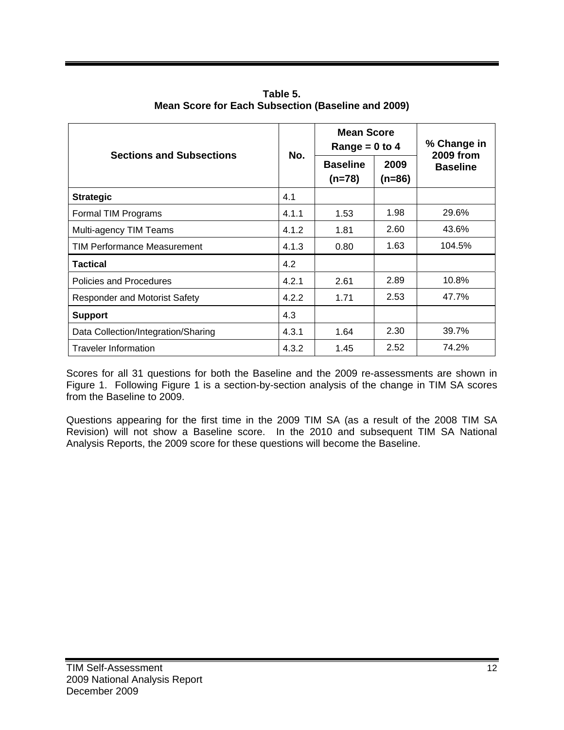**Table 5.**
**Mean Score for Each Subsection (Baseline and 2009)**

| Sections and Subsections | No. | Mean Score Range = 0 to 4 | | % Change in 2009 from Baseline |
|---|---|---|---|---|
| | | Baseline (n=78) | 2009 (n=86) | |
| **Strategic** | 4.1 | | | |
| Formal TIM Programs | 4.1.1 | 1.53 | 1.98 | 29.6% |
| Multi-agency TIM Teams | 4.1.2 | 1.81 | 2.60 | 43.6% |
| TIM Performance Measurement | 4.1.3 | 0.80 | 1.63 | 104.5% |
| **Tactical** | 4.2 | | | |
| Policies and Procedures | 4.2.1 | 2.61 | 2.89 | 10.8% |
| Responder and Motorist Safety | 4.2.2 | 1.71 | 2.53 | 47.7% |
| **Support** | 4.3 | | | |
| Data Collection/Integration/Sharing | 4.3.1 | 1.64 | 2.30 | 39.7% |
| Traveler Information | 4.3.2 | 1.45 | 2.52 | 74.2% |

Scores for all 31 questions for both the Baseline and the 2009 re-assessments are shown in Figure 1. Following Figure 1 is a section-by-section analysis of the change in TIM SA scores from the Baseline to 2009.

Questions appearing for the first time in the 2009 TIM SA (as a result of the 2008 TIM SA Revision) will not show a Baseline score. In the 2010 and subsequent TIM SA National Analysis Reports, the 2009 score for these questions will become the Baseline.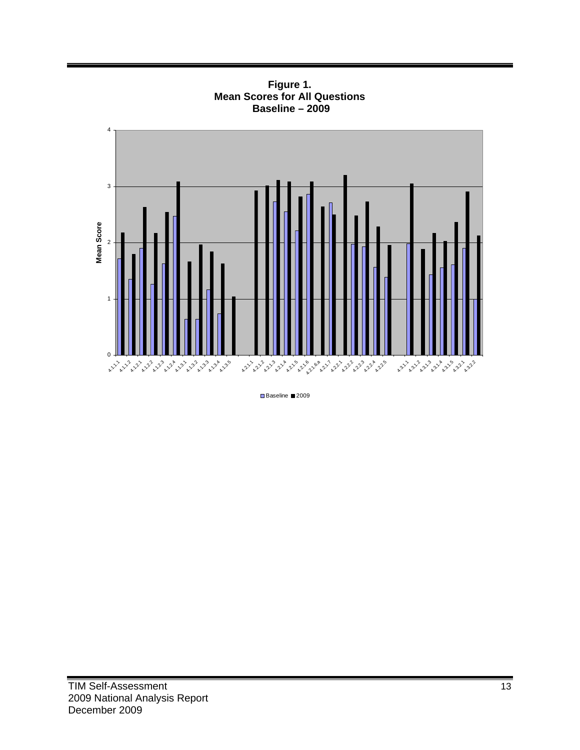**Figure 1.**
**Mean Scores for All Questions**
**Baseline – 2009**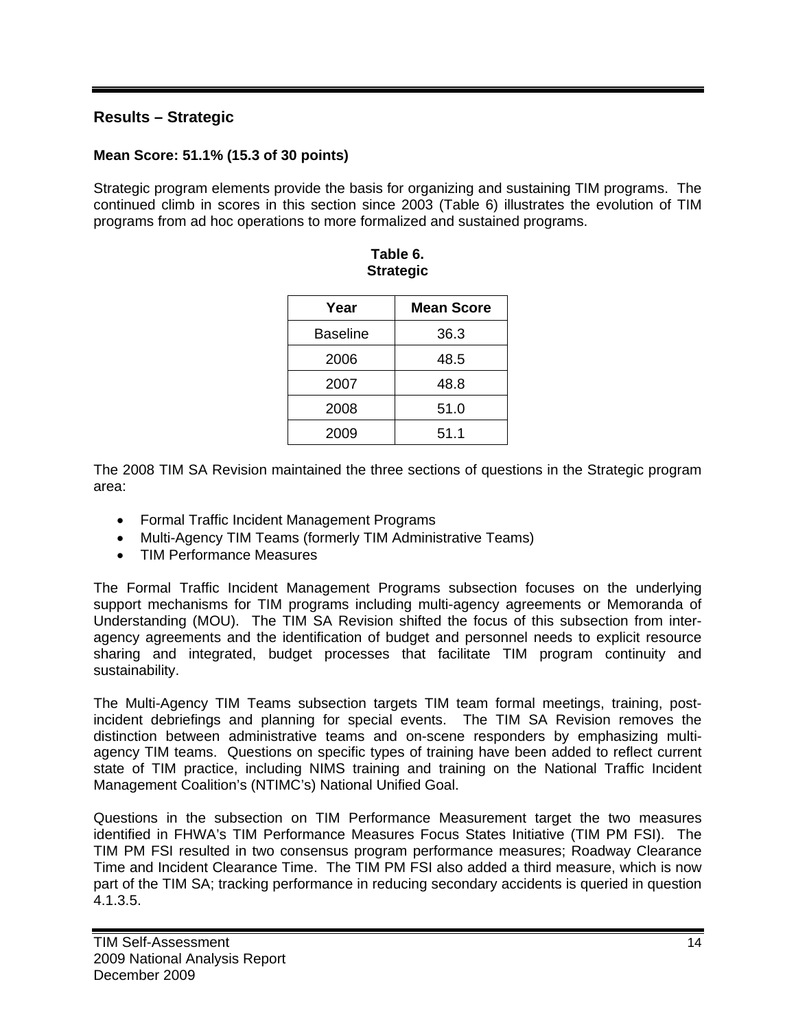## Results – Strategic

**Mean Score: 51.1% (15.3 of 30 points)**

Strategic program elements provide the basis for organizing and sustaining TIM programs. The continued climb in scores in this section since 2003 (Table 6) illustrates the evolution of TIM programs from ad hoc operations to more formalized and sustained programs.

**Table 6.**
**Strategic**

| Year | Mean Score |
|---|---|
| Baseline | 36.3 |
| 2006 | 48.5 |
| 2007 | 48.8 |
| 2008 | 51.0 |
| 2009 | 51.1 |

The 2008 TIM SA Revision maintained the three sections of questions in the Strategic program area:

- Formal Traffic Incident Management Programs
- Multi-Agency TIM Teams (formerly TIM Administrative Teams)
- TIM Performance Measures

The Formal Traffic Incident Management Programs subsection focuses on the underlying support mechanisms for TIM programs including multi-agency agreements or Memoranda of Understanding (MOU). The TIM SA Revision shifted the focus of this subsection from inter-agency agreements and the identification of budget and personnel needs to explicit resource sharing and integrated, budget processes that facilitate TIM program continuity and sustainability.

The Multi-Agency TIM Teams subsection targets TIM team formal meetings, training, post-incident debriefings and planning for special events. The TIM SA Revision removes the distinction between administrative teams and on-scene responders by emphasizing multi-agency TIM teams. Questions on specific types of training have been added to reflect current state of TIM practice, including NIMS training and training on the National Traffic Incident Management Coalition's (NTIMC's) National Unified Goal.

Questions in the subsection on TIM Performance Measurement target the two measures identified in FHWA's TIM Performance Measures Focus States Initiative (TIM PM FSI). The TIM PM FSI resulted in two consensus program performance measures; Roadway Clearance Time and Incident Clearance Time. The TIM PM FSI also added a third measure, which is now part of the TIM SA; tracking performance in reducing secondary accidents is queried in question 4.1.3.5.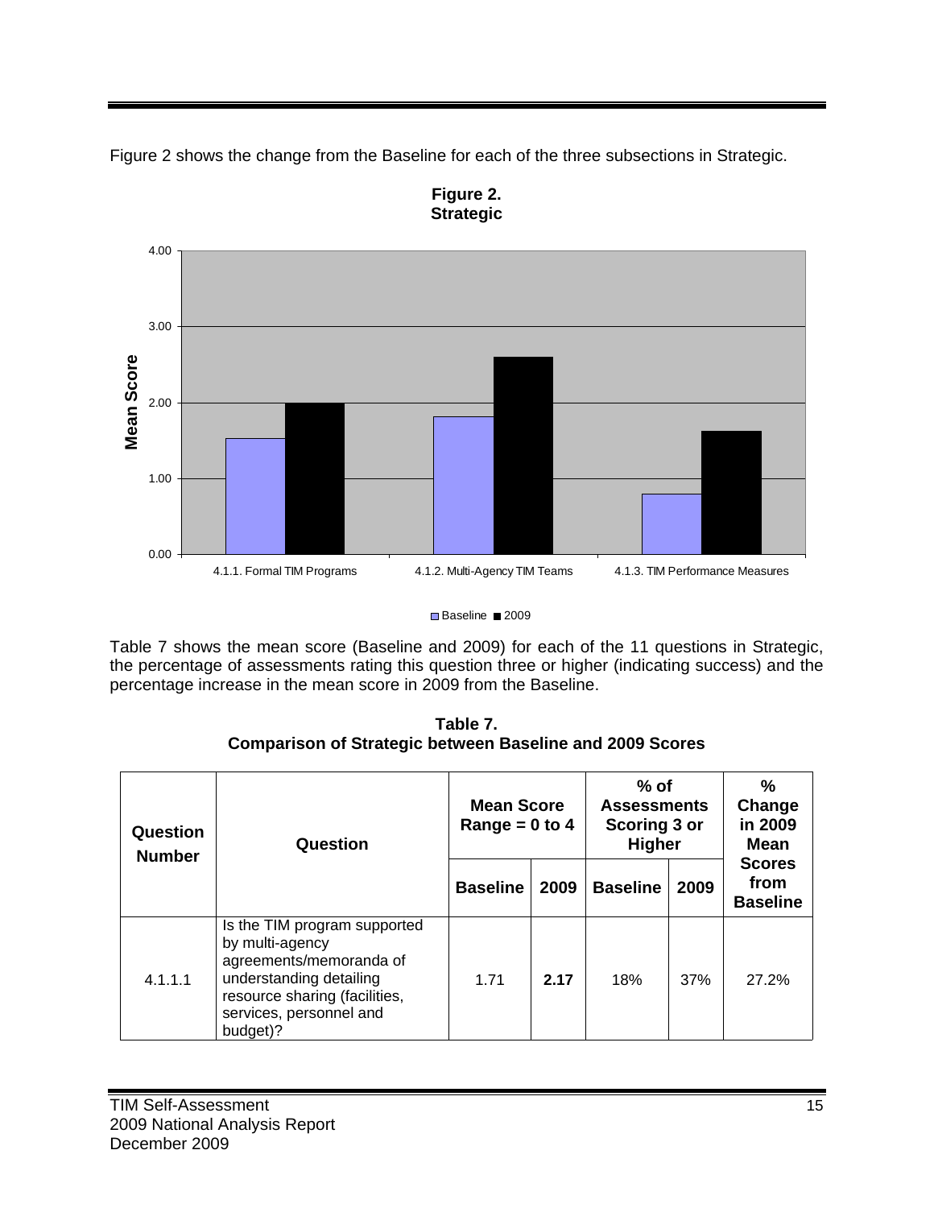Figure 2 shows the change from the Baseline for each of the three subsections in Strategic.

**Figure 2.**
**Strategic**

Table 7 shows the mean score (Baseline and 2009) for each of the 11 questions in Strategic, the percentage of assessments rating this question three or higher (indicating success) and the percentage increase in the mean score in 2009 from the Baseline.

**Table 7.**
**Comparison of Strategic between Baseline and 2009 Scores**

| Question Number | Question | Mean Score Range = 0 to 4 | | % of Assessments Scoring 3 or Higher | | % Change in 2009 Mean Scores from Baseline |
|---|---|---|---|---|---|---|
| | | Baseline | 2009 | Baseline | 2009 | |
| 4.1.1.1 | Is the TIM program supported by multi-agency agreements/memoranda of understanding detailing resource sharing (facilities, services, personnel and budget)? | 1.71 | **2.17** | 18% | 37% | 27.2% |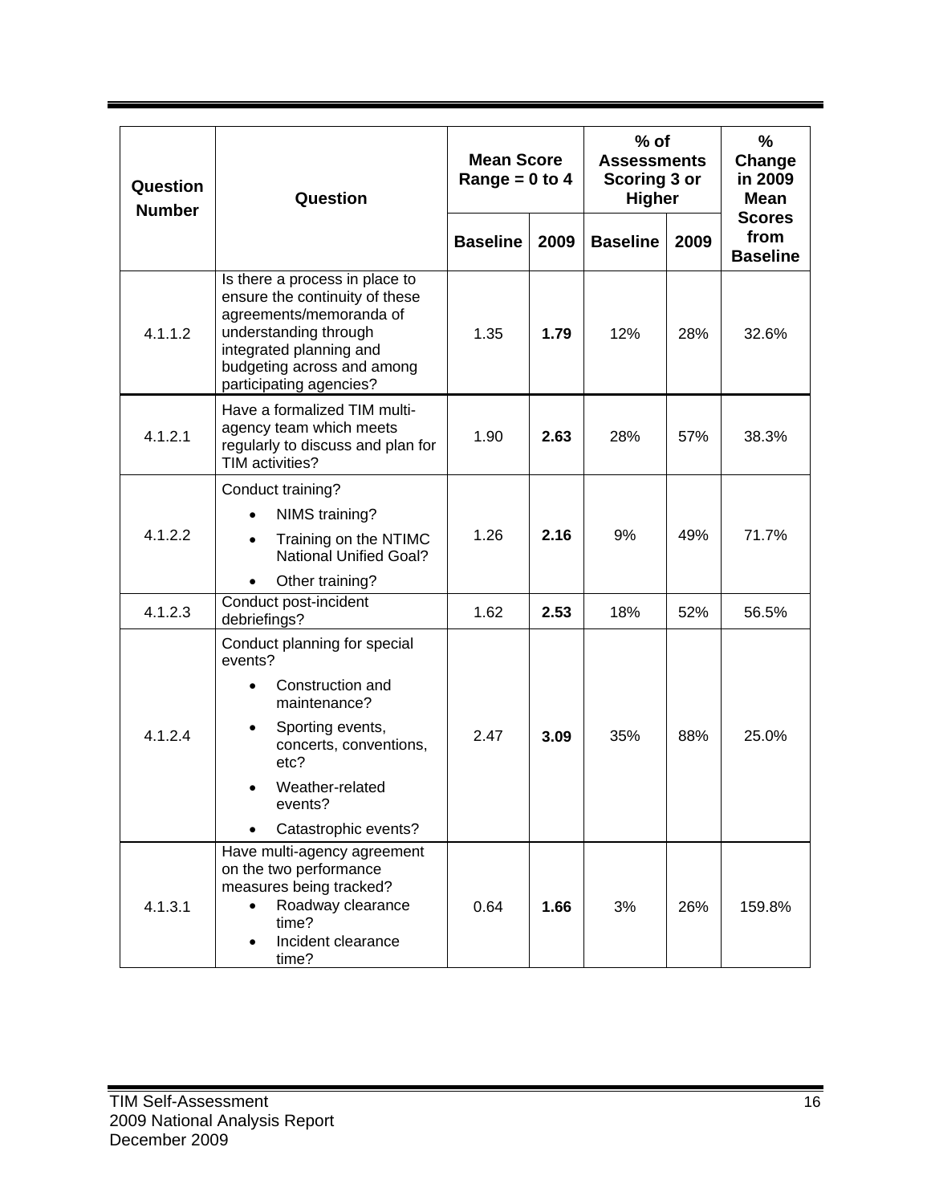| Question Number | Question | Mean Score Range = 0 to 4 | | % of Assessments Scoring 3 or Higher | | % Change in 2009 Mean Scores from Baseline |
|---|---|---|---|---|---|---|
| | | Baseline | 2009 | Baseline | 2009 | |
| 4.1.1.2 | Is there a process in place to ensure the continuity of these agreements/memoranda of understanding through integrated planning and budgeting across and among participating agencies? | 1.35 | **1.79** | 12% | 28% | 32.6% |
| 4.1.2.1 | Have a formalized TIM multi-agency team which meets regularly to discuss and plan for TIM activities? | 1.90 | **2.63** | 28% | 57% | 38.3% |
| 4.1.2.2 | Conduct training?<br>• NIMS training?<br>• Training on the NTIMC National Unified Goal?<br>• Other training? | 1.26 | **2.16** | 9% | 49% | 71.7% |
| 4.1.2.3 | Conduct post-incident debriefings? | 1.62 | **2.53** | 18% | 52% | 56.5% |
| 4.1.2.4 | Conduct planning for special events?<br>• Construction and maintenance?<br>• Sporting events, concerts, conventions, etc?<br>• Weather-related events?<br>• Catastrophic events? | 2.47 | **3.09** | 35% | 88% | 25.0% |
| 4.1.3.1 | Have multi-agency agreement on the two performance measures being tracked?<br>• Roadway clearance time?<br>• Incident clearance time? | 0.64 | **1.66** | 3% | 26% | 159.8% |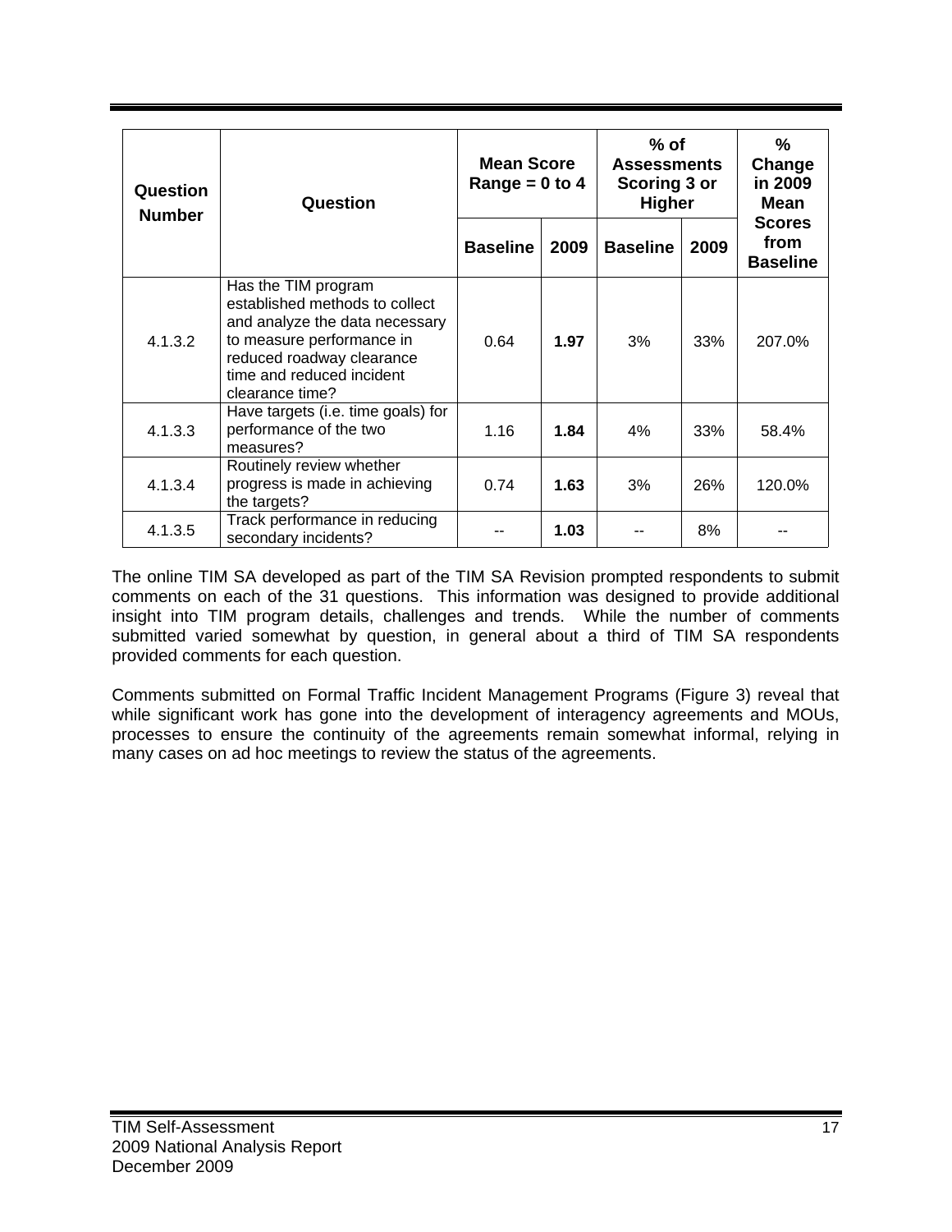| Question Number | Question | Mean Score Range = 0 to 4 | | % of Assessments Scoring 3 or Higher | | % Change in 2009 Mean Scores from Baseline |
|---|---|---|---|---|---|---|
| | | Baseline | 2009 | Baseline | 2009 | |
| 4.1.3.2 | Has the TIM program established methods to collect and analyze the data necessary to measure performance in reduced roadway clearance time and reduced incident clearance time? | 0.64 | **1.97** | 3% | 33% | 207.0% |
| 4.1.3.3 | Have targets (i.e. time goals) for performance of the two measures? | 1.16 | **1.84** | 4% | 33% | 58.4% |
| 4.1.3.4 | Routinely review whether progress is made in achieving the targets? | 0.74 | **1.63** | 3% | 26% | 120.0% |
| 4.1.3.5 | Track performance in reducing secondary incidents? | -- | **1.03** | -- | 8% | -- |

The online TIM SA developed as part of the TIM SA Revision prompted respondents to submit comments on each of the 31 questions. This information was designed to provide additional insight into TIM program details, challenges and trends. While the number of comments submitted varied somewhat by question, in general about a third of TIM SA respondents provided comments for each question.

Comments submitted on Formal Traffic Incident Management Programs (Figure 3) reveal that while significant work has gone into the development of interagency agreements and MOUs, processes to ensure the continuity of the agreements remain somewhat informal, relying in many cases on ad hoc meetings to review the status of the agreements.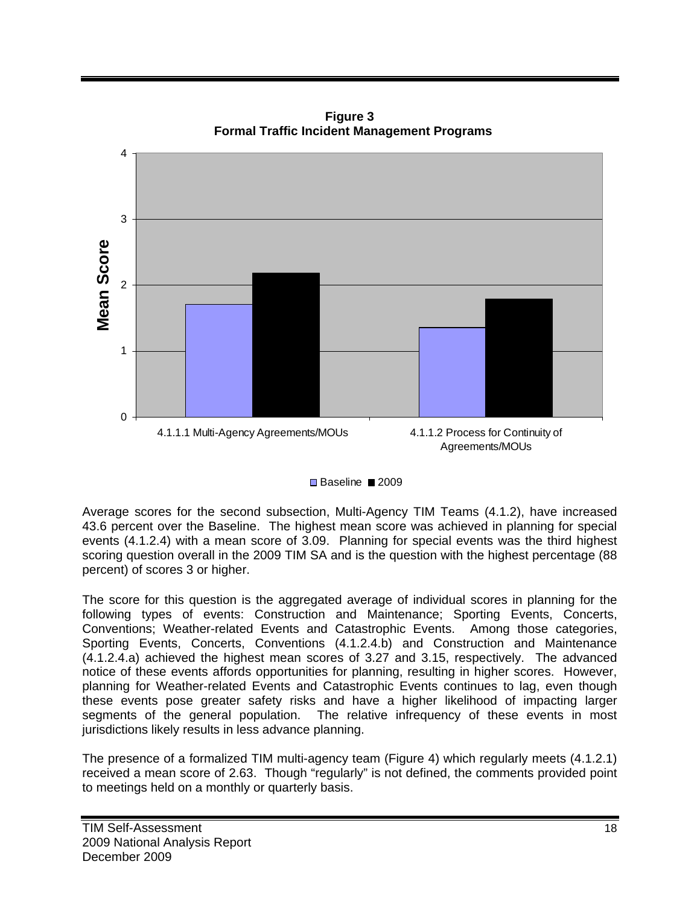**Figure 3**
**Formal Traffic Incident Management Programs**

Average scores for the second subsection, Multi-Agency TIM Teams (4.1.2), have increased 43.6 percent over the Baseline. The highest mean score was achieved in planning for special events (4.1.2.4) with a mean score of 3.09. Planning for special events was the third highest scoring question overall in the 2009 TIM SA and is the question with the highest percentage (88 percent) of scores 3 or higher.

The score for this question is the aggregated average of individual scores in planning for the following types of events: Construction and Maintenance; Sporting Events, Concerts, Conventions; Weather-related Events and Catastrophic Events. Among those categories, Sporting Events, Concerts, Conventions (4.1.2.4.b) and Construction and Maintenance (4.1.2.4.a) achieved the highest mean scores of 3.27 and 3.15, respectively. The advanced notice of these events affords opportunities for planning, resulting in higher scores. However, planning for Weather-related Events and Catastrophic Events continues to lag, even though these events pose greater safety risks and have a higher likelihood of impacting larger segments of the general population. The relative infrequency of these events in most jurisdictions likely results in less advance planning.

The presence of a formalized TIM multi-agency team (Figure 4) which regularly meets (4.1.2.1) received a mean score of 2.63. Though "regularly" is not defined, the comments provided point to meetings held on a monthly or quarterly basis.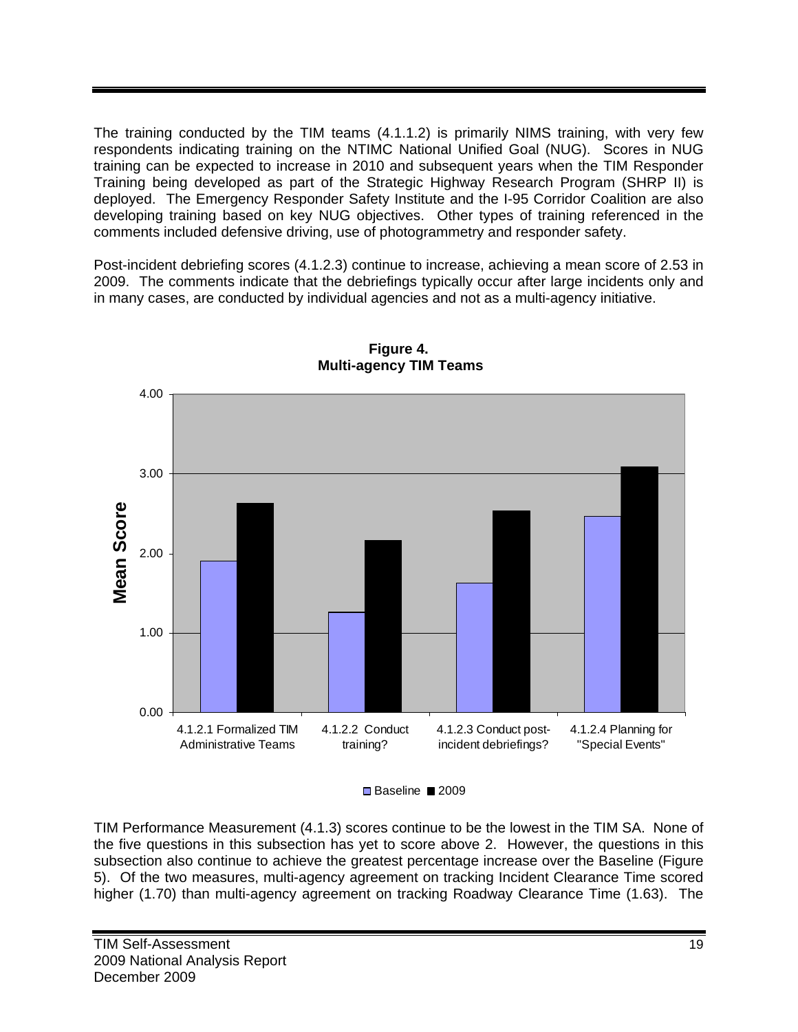The training conducted by the TIM teams (4.1.1.2) is primarily NIMS training, with very few respondents indicating training on the NTIMC National Unified Goal (NUG). Scores in NUG training can be expected to increase in 2010 and subsequent years when the TIM Responder Training being developed as part of the Strategic Highway Research Program (SHRP II) is deployed. The Emergency Responder Safety Institute and the I-95 Corridor Coalition are also developing training based on key NUG objectives. Other types of training referenced in the comments included defensive driving, use of photogrammetry and responder safety.

Post-incident debriefing scores (4.1.2.3) continue to increase, achieving a mean score of 2.53 in 2009. The comments indicate that the debriefings typically occur after large incidents only and in many cases, are conducted by individual agencies and not as a multi-agency initiative.

**Figure 4.**
**Multi-agency TIM Teams**

TIM Performance Measurement (4.1.3) scores continue to be the lowest in the TIM SA. None of the five questions in this subsection has yet to score above 2. However, the questions in this subsection also continue to achieve the greatest percentage increase over the Baseline (Figure 5). Of the two measures, multi-agency agreement on tracking Incident Clearance Time scored higher (1.70) than multi-agency agreement on tracking Roadway Clearance Time (1.63). The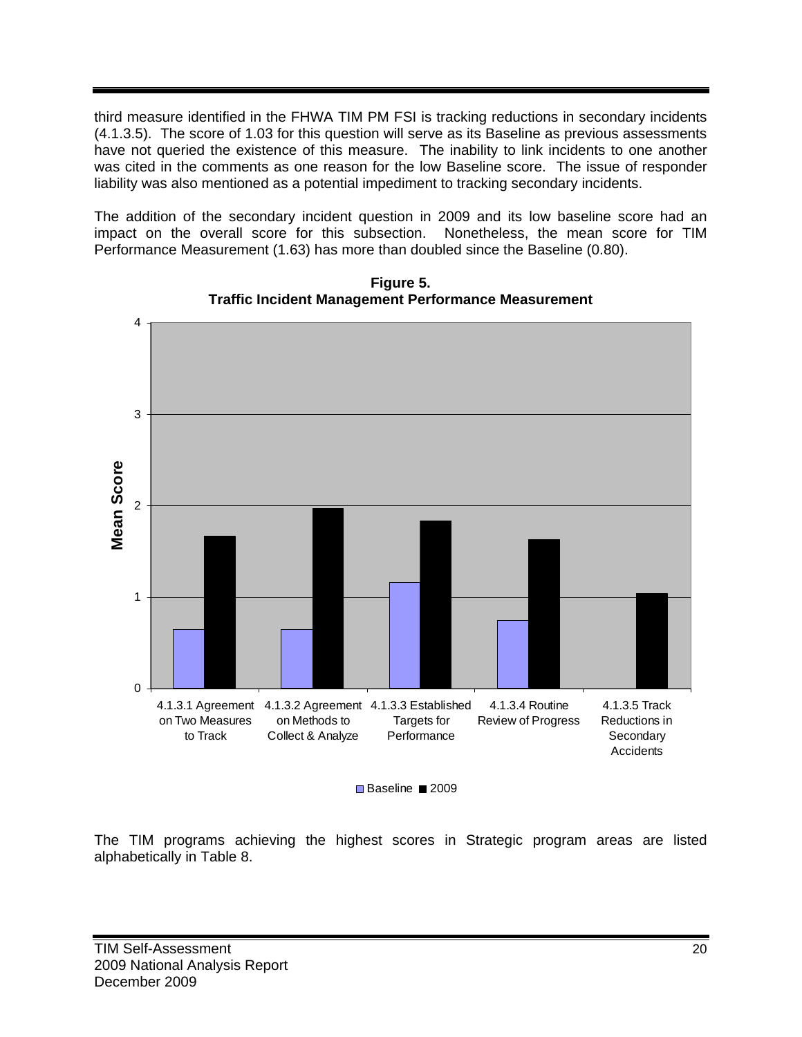third measure identified in the FHWA TIM PM FSI is tracking reductions in secondary incidents (4.1.3.5). The score of 1.03 for this question will serve as its Baseline as previous assessments have not queried the existence of this measure. The inability to link incidents to one another was cited in the comments as one reason for the low Baseline score. The issue of responder liability was also mentioned as a potential impediment to tracking secondary incidents.

The addition of the secondary incident question in 2009 and its low baseline score had an impact on the overall score for this subsection. Nonetheless, the mean score for TIM Performance Measurement (1.63) has more than doubled since the Baseline (0.80).

**Figure 5.**
**Traffic Incident Management Performance Measurement**

The TIM programs achieving the highest scores in Strategic program areas are listed alphabetically in Table 8.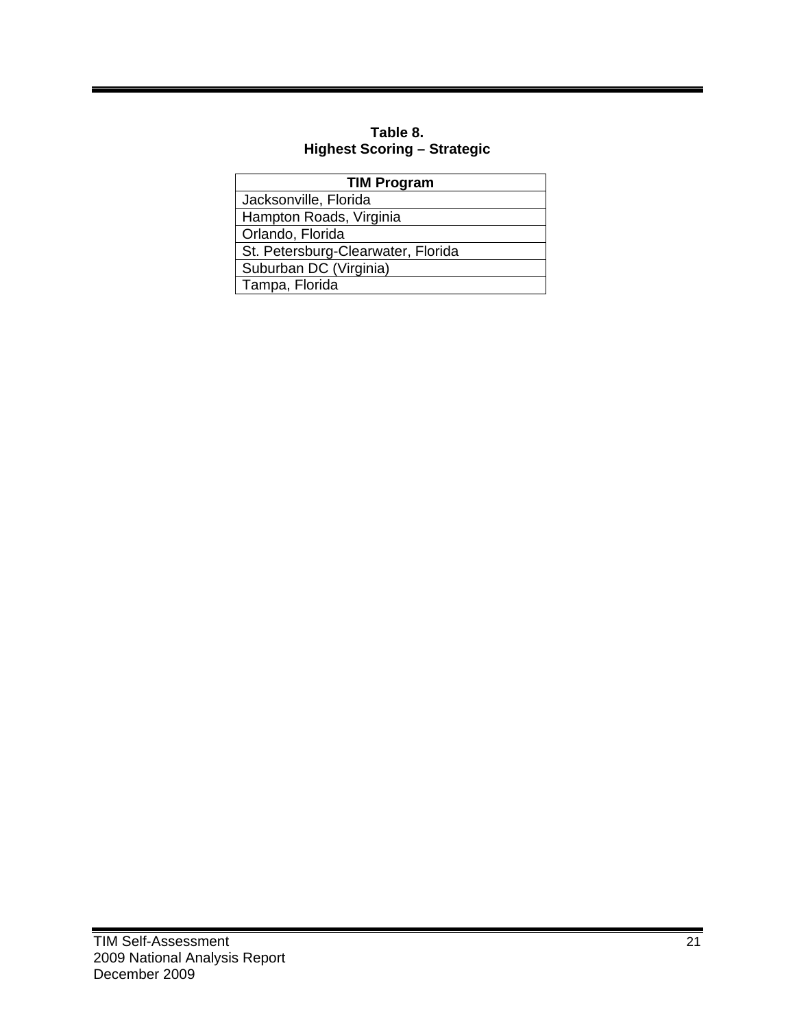**Table 8.**
**Highest Scoring – Strategic**

| TIM Program |
|---|
| Jacksonville, Florida |
| Hampton Roads, Virginia |
| Orlando, Florida |
| St. Petersburg-Clearwater, Florida |
| Suburban DC (Virginia) |
| Tampa, Florida |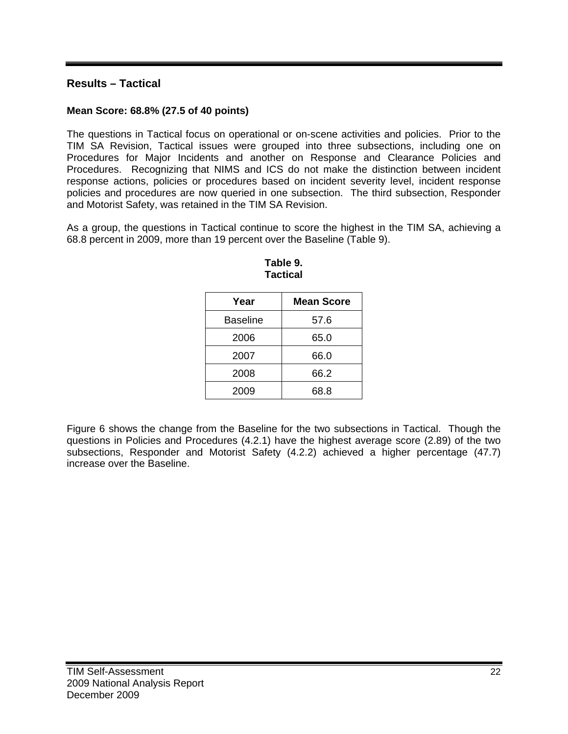## Results – Tactical

**Mean Score: 68.8% (27.5 of 40 points)**

The questions in Tactical focus on operational or on-scene activities and policies. Prior to the TIM SA Revision, Tactical issues were grouped into three subsections, including one on Procedures for Major Incidents and another on Response and Clearance Policies and Procedures. Recognizing that NIMS and ICS do not make the distinction between incident response actions, policies or procedures based on incident severity level, incident response policies and procedures are now queried in one subsection. The third subsection, Responder and Motorist Safety, was retained in the TIM SA Revision.

As a group, the questions in Tactical continue to score the highest in the TIM SA, achieving a 68.8 percent in 2009, more than 19 percent over the Baseline (Table 9).

**Table 9.**
**Tactical**

| Year | Mean Score |
|---|---|
| Baseline | 57.6 |
| 2006 | 65.0 |
| 2007 | 66.0 |
| 2008 | 66.2 |
| 2009 | 68.8 |

Figure 6 shows the change from the Baseline for the two subsections in Tactical. Though the questions in Policies and Procedures (4.2.1) have the highest average score (2.89) of the two subsections, Responder and Motorist Safety (4.2.2) achieved a higher percentage (47.7) increase over the Baseline.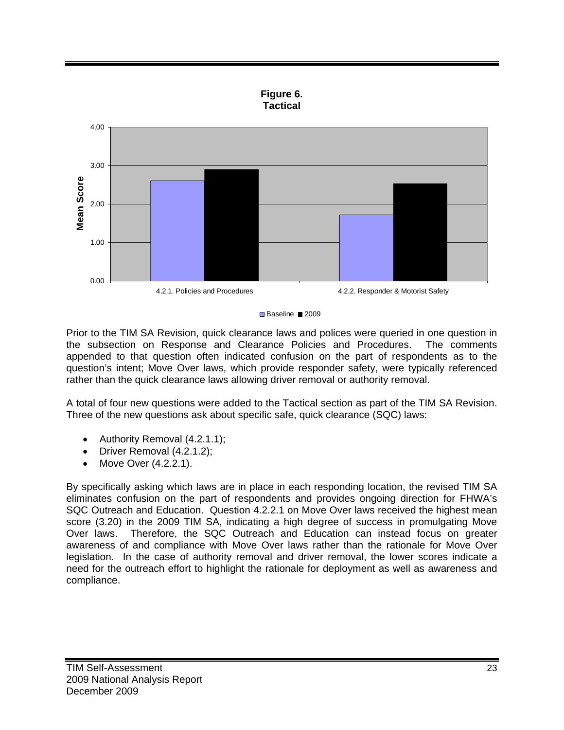**Figure 6.**
**Tactical**

Prior to the TIM SA Revision, quick clearance laws and polices were queried in one question in the subsection on Response and Clearance Policies and Procedures. The comments appended to that question often indicated confusion on the part of respondents as to the question's intent; Move Over laws, which provide responder safety, were typically referenced rather than the quick clearance laws allowing driver removal or authority removal.

A total of four new questions were added to the Tactical section as part of the TIM SA Revision. Three of the new questions ask about specific safe, quick clearance (SQC) laws:

- Authority Removal (4.2.1.1);
- Driver Removal (4.2.1.2);
- Move Over (4.2.2.1).

By specifically asking which laws are in place in each responding location, the revised TIM SA eliminates confusion on the part of respondents and provides ongoing direction for FHWA's SQC Outreach and Education. Question 4.2.2.1 on Move Over laws received the highest mean score (3.20) in the 2009 TIM SA, indicating a high degree of success in promulgating Move Over laws. Therefore, the SQC Outreach and Education can instead focus on greater awareness of and compliance with Move Over laws rather than the rationale for Move Over legislation. In the case of authority removal and driver removal, the lower scores indicate a need for the outreach effort to highlight the rationale for deployment as well as awareness and compliance.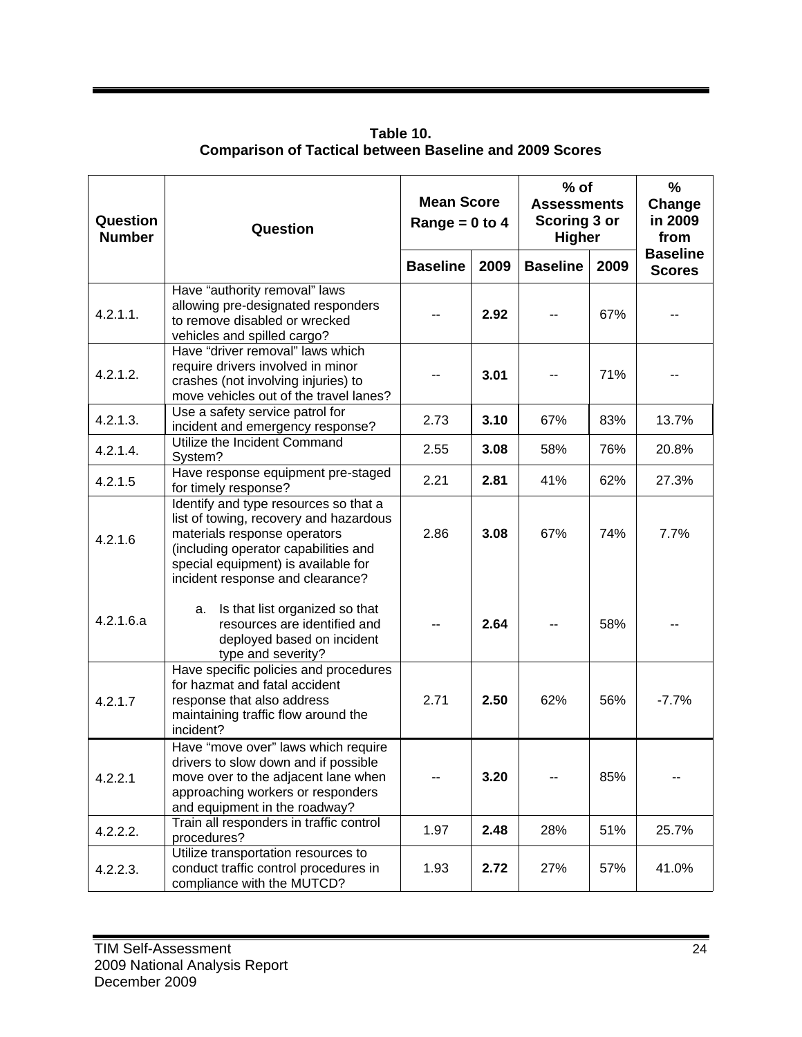**Table 10.**
**Comparison of Tactical between Baseline and 2009 Scores**

| Question Number | Question | Mean Score Range = 0 to 4 | | % of Assessments Scoring 3 or Higher | | % Change in 2009 from Baseline Scores |
|---|---|---|---|---|---|---|
| | | Baseline | 2009 | Baseline | 2009 | |
| 4.2.1.1. | Have "authority removal" laws allowing pre-designated responders to remove disabled or wrecked vehicles and spilled cargo? | -- | **2.92** | -- | 67% | -- |
| 4.2.1.2. | Have "driver removal" laws which require drivers involved in minor crashes (not involving injuries) to move vehicles out of the travel lanes? | -- | **3.01** | -- | 71% | -- |
| 4.2.1.3. | Use a safety service patrol for incident and emergency response? | 2.73 | **3.10** | 67% | 83% | 13.7% |
| 4.2.1.4. | Utilize the Incident Command System? | 2.55 | **3.08** | 58% | 76% | 20.8% |
| 4.2.1.5 | Have response equipment pre-staged for timely response? | 2.21 | **2.81** | 41% | 62% | 27.3% |
| 4.2.1.6 | Identify and type resources so that a list of towing, recovery and hazardous materials response operators (including operator capabilities and special equipment) is available for incident response and clearance? | 2.86 | **3.08** | 67% | 74% | 7.7% |
| 4.2.1.6.a | a. Is that list organized so that resources are identified and deployed based on incident type and severity? | -- | **2.64** | -- | 58% | -- |
| 4.2.1.7 | Have specific policies and procedures for hazmat and fatal accident response that also address maintaining traffic flow around the incident? | 2.71 | **2.50** | 62% | 56% | -7.7% |
| 4.2.2.1 | Have "move over" laws which require drivers to slow down and if possible move over to the adjacent lane when approaching workers or responders and equipment in the roadway? | -- | **3.20** | -- | 85% | -- |
| 4.2.2.2. | Train all responders in traffic control procedures? | 1.97 | **2.48** | 28% | 51% | 25.7% |
| 4.2.2.3. | Utilize transportation resources to conduct traffic control procedures in compliance with the MUTCD? | 1.93 | **2.72** | 27% | 57% | 41.0% |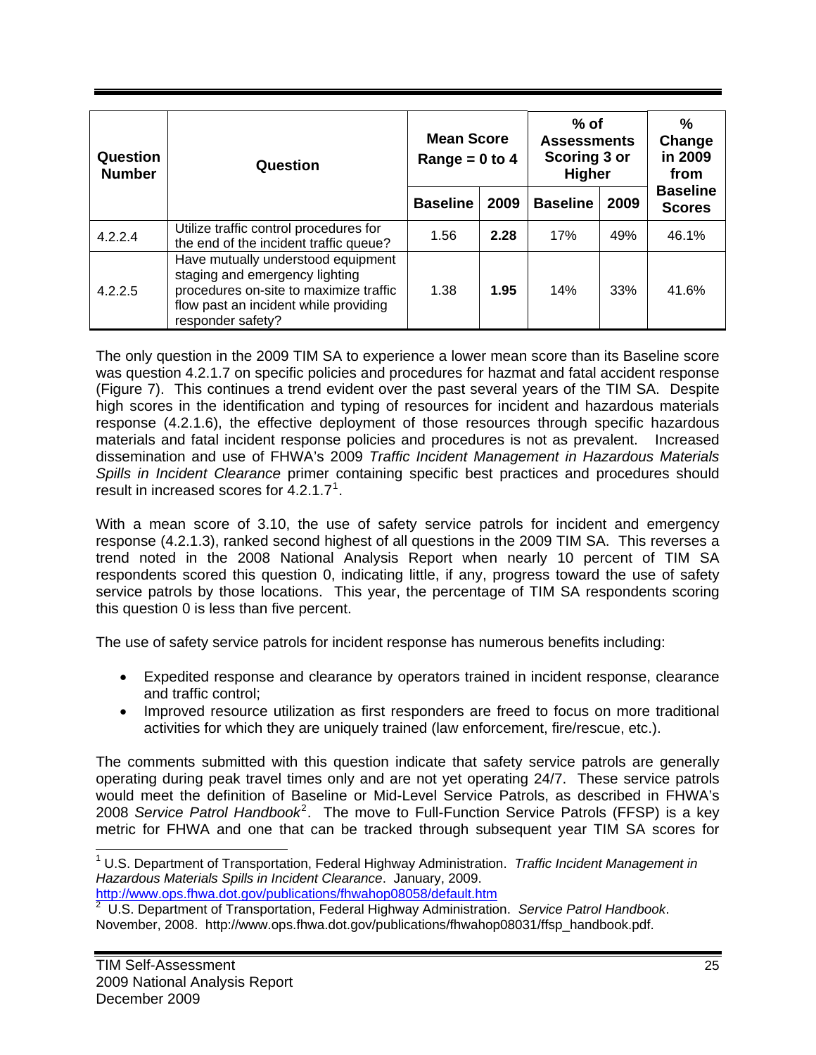| Question Number | Question | Mean Score Range = 0 to 4 | | % of Assessments Scoring 3 or Higher | | % Change in 2009 from Baseline Scores |
|---|---|---|---|---|---|---|
| | | Baseline | 2009 | Baseline | 2009 | |
| 4.2.2.4 | Utilize traffic control procedures for the end of the incident traffic queue? | 1.56 | **2.28** | 17% | 49% | 46.1% |
| 4.2.2.5 | Have mutually understood equipment staging and emergency lighting procedures on-site to maximize traffic flow past an incident while providing responder safety? | 1.38 | **1.95** | 14% | 33% | 41.6% |

The only question in the 2009 TIM SA to experience a lower mean score than its Baseline score was question 4.2.1.7 on specific policies and procedures for hazmat and fatal accident response (Figure 7). This continues a trend evident over the past several years of the TIM SA. Despite high scores in the identification and typing of resources for incident and hazardous materials response (4.2.1.6), the effective deployment of those resources through specific hazardous materials and fatal incident response policies and procedures is not as prevalent. Increased dissemination and use of FHWA's 2009 *Traffic Incident Management in Hazardous Materials Spills in Incident Clearance* primer containing specific best practices and procedures should result in increased scores for 4.2.1.7[1].

With a mean score of 3.10, the use of safety service patrols for incident and emergency response (4.2.1.3), ranked second highest of all questions in the 2009 TIM SA. This reverses a trend noted in the 2008 National Analysis Report when nearly 10 percent of TIM SA respondents scored this question 0, indicating little, if any, progress toward the use of safety service patrols by those locations. This year, the percentage of TIM SA respondents scoring this question 0 is less than five percent.

The use of safety service patrols for incident response has numerous benefits including:

- Expedited response and clearance by operators trained in incident response, clearance and traffic control;
- Improved resource utilization as first responders are freed to focus on more traditional activities for which they are uniquely trained (law enforcement, fire/rescue, etc.).

The comments submitted with this question indicate that safety service patrols are generally operating during peak travel times only and are not yet operating 24/7. These service patrols would meet the definition of Baseline or Mid-Level Service Patrols, as described in FHWA's 2008 *Service Patrol Handbook*[2]. The move to Full-Function Service Patrols (FFSP) is a key metric for FHWA and one that can be tracked through subsequent year TIM SA scores for

[1] U.S. Department of Transportation, Federal Highway Administration. *Traffic Incident Management in Hazardous Materials Spills in Incident Clearance*. January, 2009. http://www.ops.fhwa.dot.gov/publications/fhwahop08058/default.htm

[2] U.S. Department of Transportation, Federal Highway Administration. *Service Patrol Handbook*. November, 2008. http://www.ops.fhwa.dot.gov/publications/fhwahop08031/ffsp_handbook.pdf.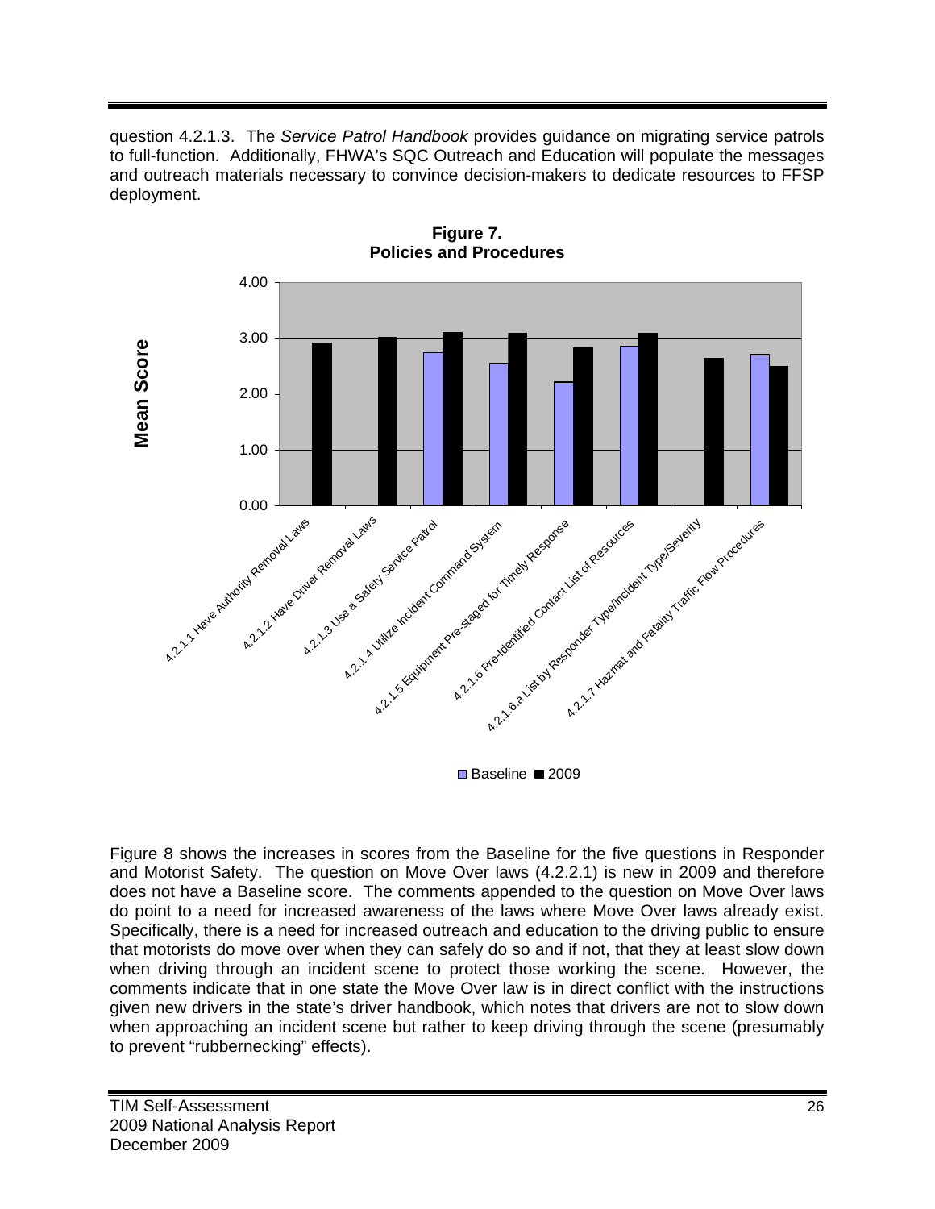question 4.2.1.3. The *Service Patrol Handbook* provides guidance on migrating service patrols to full-function. Additionally, FHWA's SQC Outreach and Education will populate the messages and outreach materials necessary to convince decision-makers to dedicate resources to FFSP deployment.

**Figure 7. Policies and Procedures**

Figure 8 shows the increases in scores from the Baseline for the five questions in Responder and Motorist Safety. The question on Move Over laws (4.2.2.1) is new in 2009 and therefore does not have a Baseline score. The comments appended to the question on Move Over laws do point to a need for increased awareness of the laws where Move Over laws already exist. Specifically, there is a need for increased outreach and education to the driving public to ensure that motorists do move over when they can safely do so and if not, that they at least slow down when driving through an incident scene to protect those working the scene. However, the comments indicate that in one state the Move Over law is in direct conflict with the instructions given new drivers in the state's driver handbook, which notes that drivers are not to slow down when approaching an incident scene but rather to keep driving through the scene (presumably to prevent "rubbernecking" effects).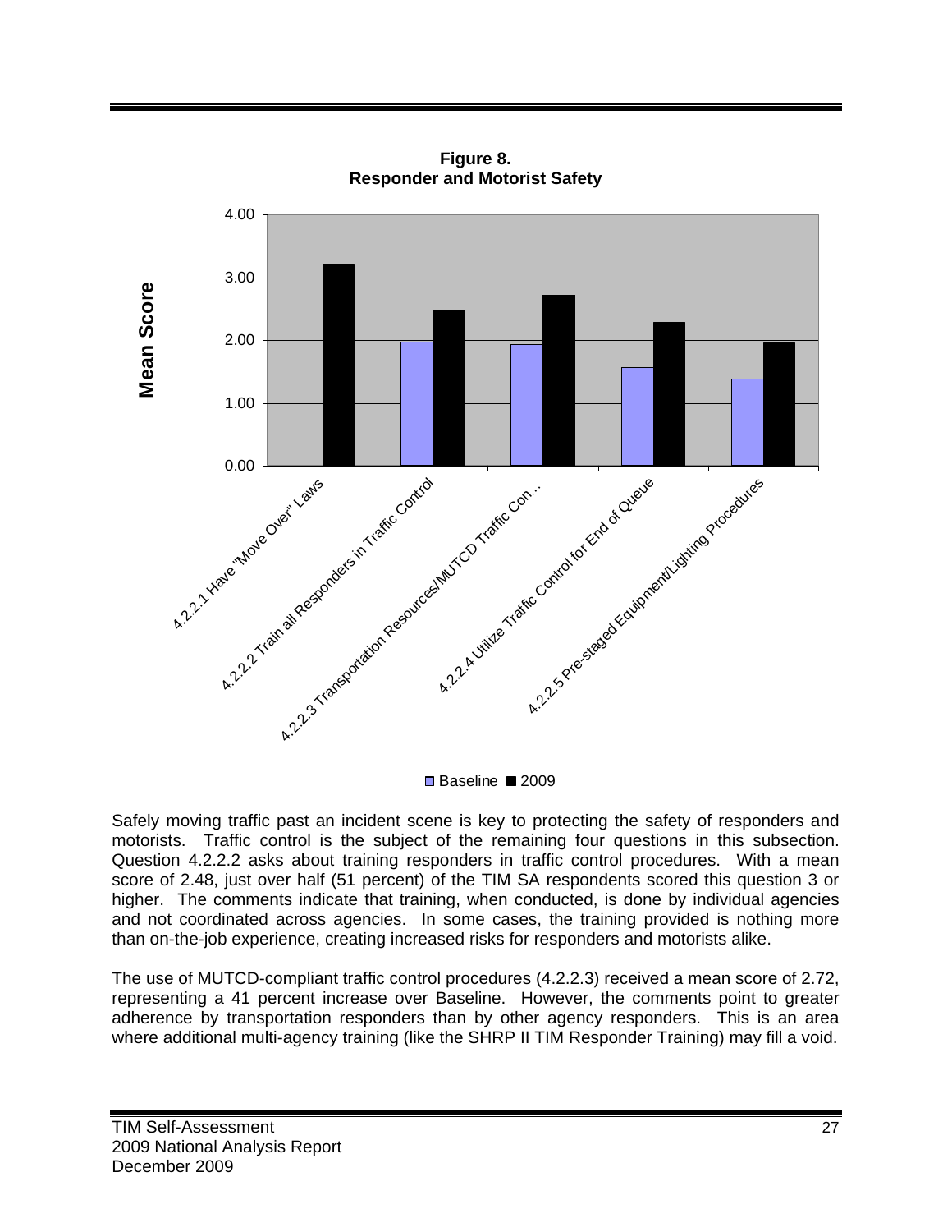**Figure 8.**
**Responder and Motorist Safety**

Safely moving traffic past an incident scene is key to protecting the safety of responders and motorists. Traffic control is the subject of the remaining four questions in this subsection. Question 4.2.2.2 asks about training responders in traffic control procedures. With a mean score of 2.48, just over half (51 percent) of the TIM SA respondents scored this question 3 or higher. The comments indicate that training, when conducted, is done by individual agencies and not coordinated across agencies. In some cases, the training provided is nothing more than on-the-job experience, creating increased risks for responders and motorists alike.

The use of MUTCD-compliant traffic control procedures (4.2.2.3) received a mean score of 2.72, representing a 41 percent increase over Baseline. However, the comments point to greater adherence by transportation responders than by other agency responders. This is an area where additional multi-agency training (like the SHRP II TIM Responder Training) may fill a void.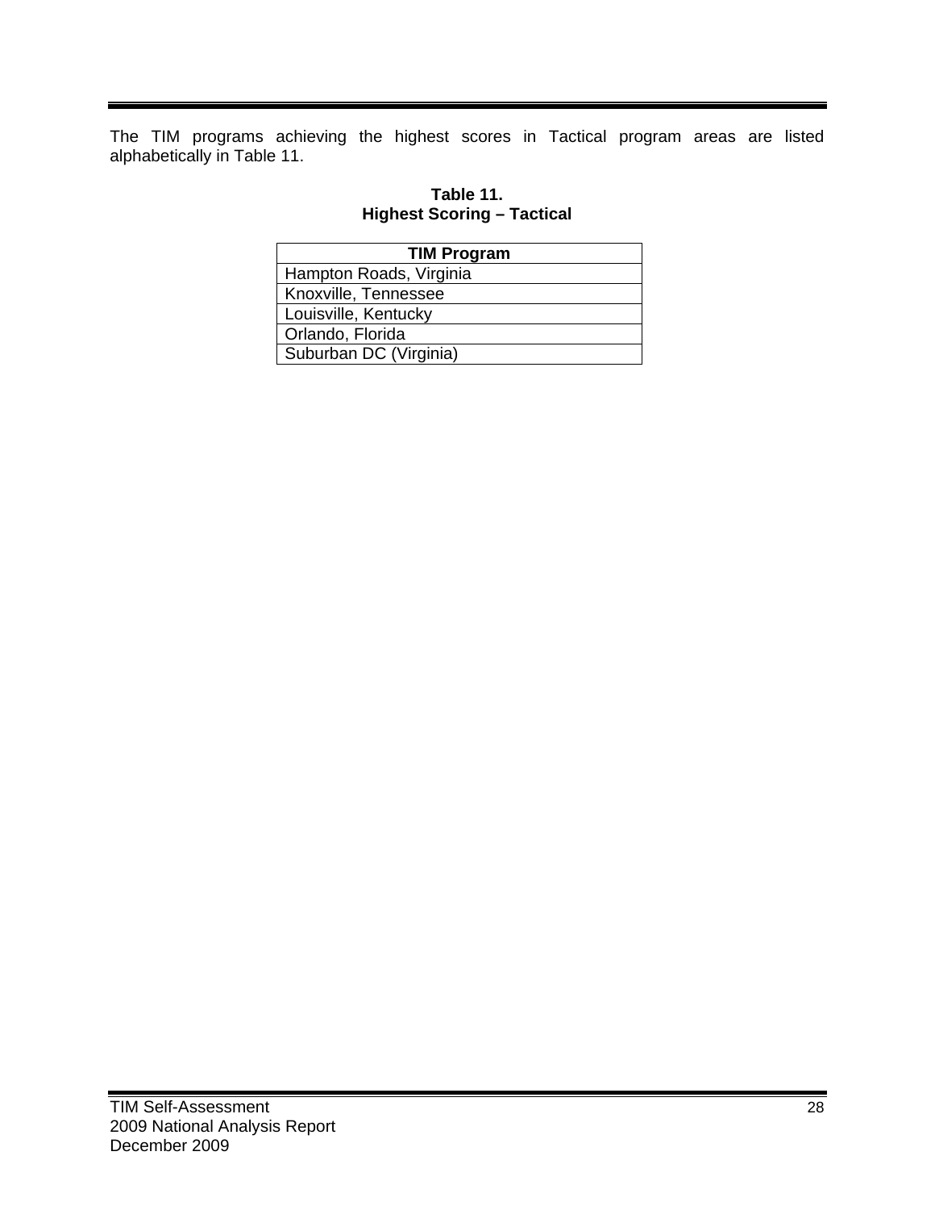The TIM programs achieving the highest scores in Tactical program areas are listed alphabetically in Table 11.

**Table 11.**
**Highest Scoring – Tactical**

| TIM Program |
|---|
| Hampton Roads, Virginia |
| Knoxville, Tennessee |
| Louisville, Kentucky |
| Orlando, Florida |
| Suburban DC (Virginia) |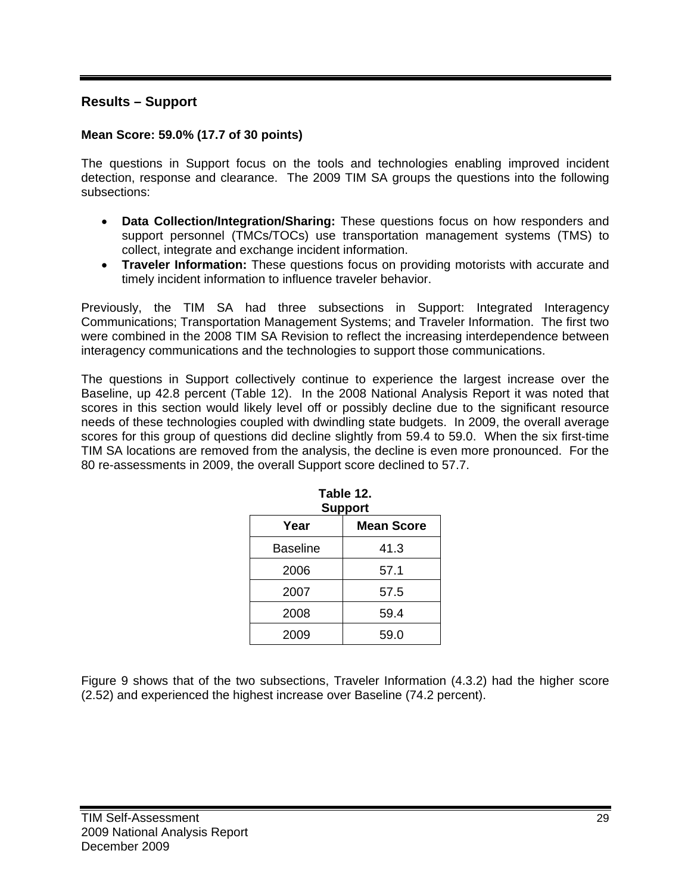## Results – Support

**Mean Score: 59.0% (17.7 of 30 points)**

The questions in Support focus on the tools and technologies enabling improved incident detection, response and clearance. The 2009 TIM SA groups the questions into the following subsections:

- **Data Collection/Integration/Sharing:** These questions focus on how responders and support personnel (TMCs/TOCs) use transportation management systems (TMS) to collect, integrate and exchange incident information.
- **Traveler Information:** These questions focus on providing motorists with accurate and timely incident information to influence traveler behavior.

Previously, the TIM SA had three subsections in Support: Integrated Interagency Communications; Transportation Management Systems; and Traveler Information. The first two were combined in the 2008 TIM SA Revision to reflect the increasing interdependence between interagency communications and the technologies to support those communications.

The questions in Support collectively continue to experience the largest increase over the Baseline, up 42.8 percent (Table 12). In the 2008 National Analysis Report it was noted that scores in this section would likely level off or possibly decline due to the significant resource needs of these technologies coupled with dwindling state budgets. In 2009, the overall average scores for this group of questions did decline slightly from 59.4 to 59.0. When the six first-time TIM SA locations are removed from the analysis, the decline is even more pronounced. For the 80 re-assessments in 2009, the overall Support score declined to 57.7.

**Table 12.**
**Support**

| Year | Mean Score |
|---|---|
| Baseline | 41.3 |
| 2006 | 57.1 |
| 2007 | 57.5 |
| 2008 | 59.4 |
| 2009 | 59.0 |

Figure 9 shows that of the two subsections, Traveler Information (4.3.2) had the higher score (2.52) and experienced the highest increase over Baseline (74.2 percent).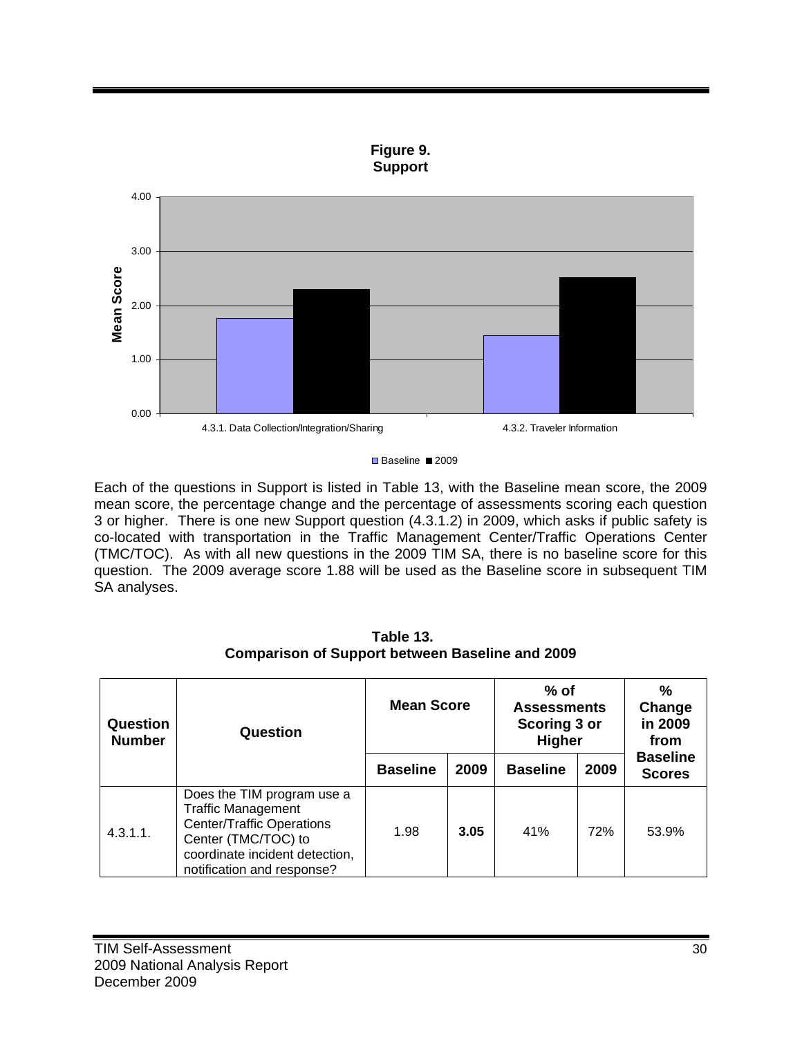**Figure 9.**
**Support**

Each of the questions in Support is listed in Table 13, with the Baseline mean score, the 2009 mean score, the percentage change and the percentage of assessments scoring each question 3 or higher. There is one new Support question (4.3.1.2) in 2009, which asks if public safety is co-located with transportation in the Traffic Management Center/Traffic Operations Center (TMC/TOC). As with all new questions in the 2009 TIM SA, there is no baseline score for this question. The 2009 average score 1.88 will be used as the Baseline score in subsequent TIM SA analyses.

**Table 13.**
**Comparison of Support between Baseline and 2009**

| Question Number | Question | Mean Score | | % of Assessments Scoring 3 or Higher | | % Change in 2009 from Baseline Scores |
|---|---|---|---|---|---|---|
| | | Baseline | 2009 | Baseline | 2009 | |
| 4.3.1.1. | Does the TIM program use a Traffic Management Center/Traffic Operations Center (TMC/TOC) to coordinate incident detection, notification and response? | 1.98 | **3.05** | 41% | 72% | 53.9% |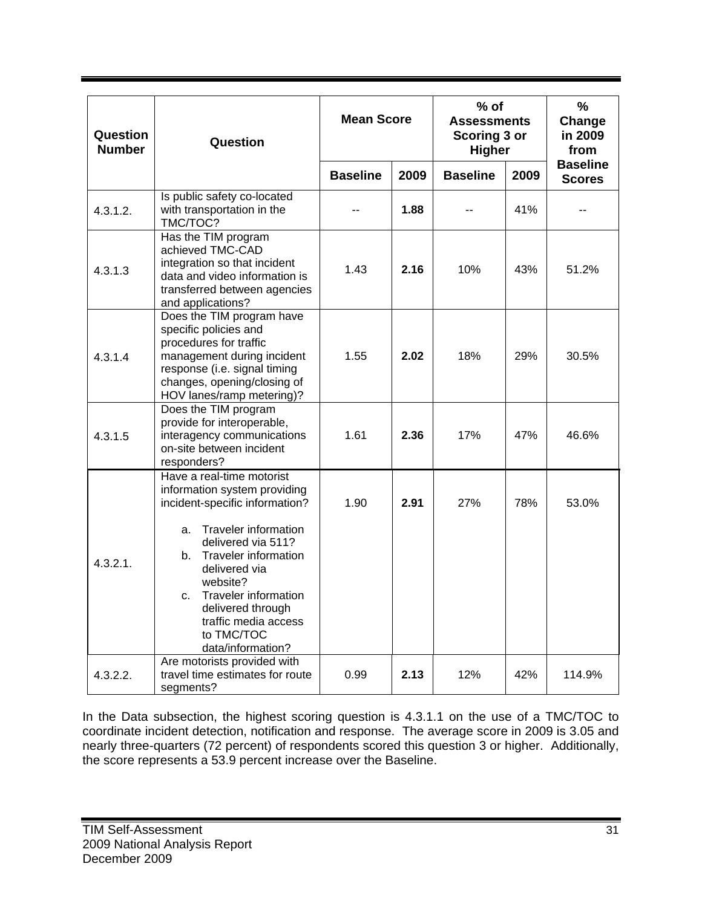| Question Number | Question | Mean Score | | % of Assessments Scoring 3 or Higher | | % Change in 2009 from Baseline Scores |
|---|---|---|---|---|---|---|
| | | Baseline | 2009 | Baseline | 2009 | |
| 4.3.1.2. | Is public safety co-located with transportation in the TMC/TOC? | -- | **1.88** | -- | 41% | -- |
| 4.3.1.3 | Has the TIM program achieved TMC-CAD integration so that incident data and video information is transferred between agencies and applications? | 1.43 | **2.16** | 10% | 43% | 51.2% |
| 4.3.1.4 | Does the TIM program have specific policies and procedures for traffic management during incident response (i.e. signal timing changes, opening/closing of HOV lanes/ramp metering)? | 1.55 | **2.02** | 18% | 29% | 30.5% |
| 4.3.1.5 | Does the TIM program provide for interoperable, interagency communications on-site between incident responders? | 1.61 | **2.36** | 17% | 47% | 46.6% |
| 4.3.2.1. | Have a real-time motorist information system providing incident-specific information?<br>a. Traveler information delivered via 511?<br>b. Traveler information delivered via website?<br>c. Traveler information delivered through traffic media access to TMC/TOC data/information? | 1.90 | **2.91** | 27% | 78% | 53.0% |
| 4.3.2.2. | Are motorists provided with travel time estimates for route segments? | 0.99 | **2.13** | 12% | 42% | 114.9% |

In the Data subsection, the highest scoring question is 4.3.1.1 on the use of a TMC/TOC to coordinate incident detection, notification and response. The average score in 2009 is 3.05 and nearly three-quarters (72 percent) of respondents scored this question 3 or higher. Additionally, the score represents a 53.9 percent increase over the Baseline.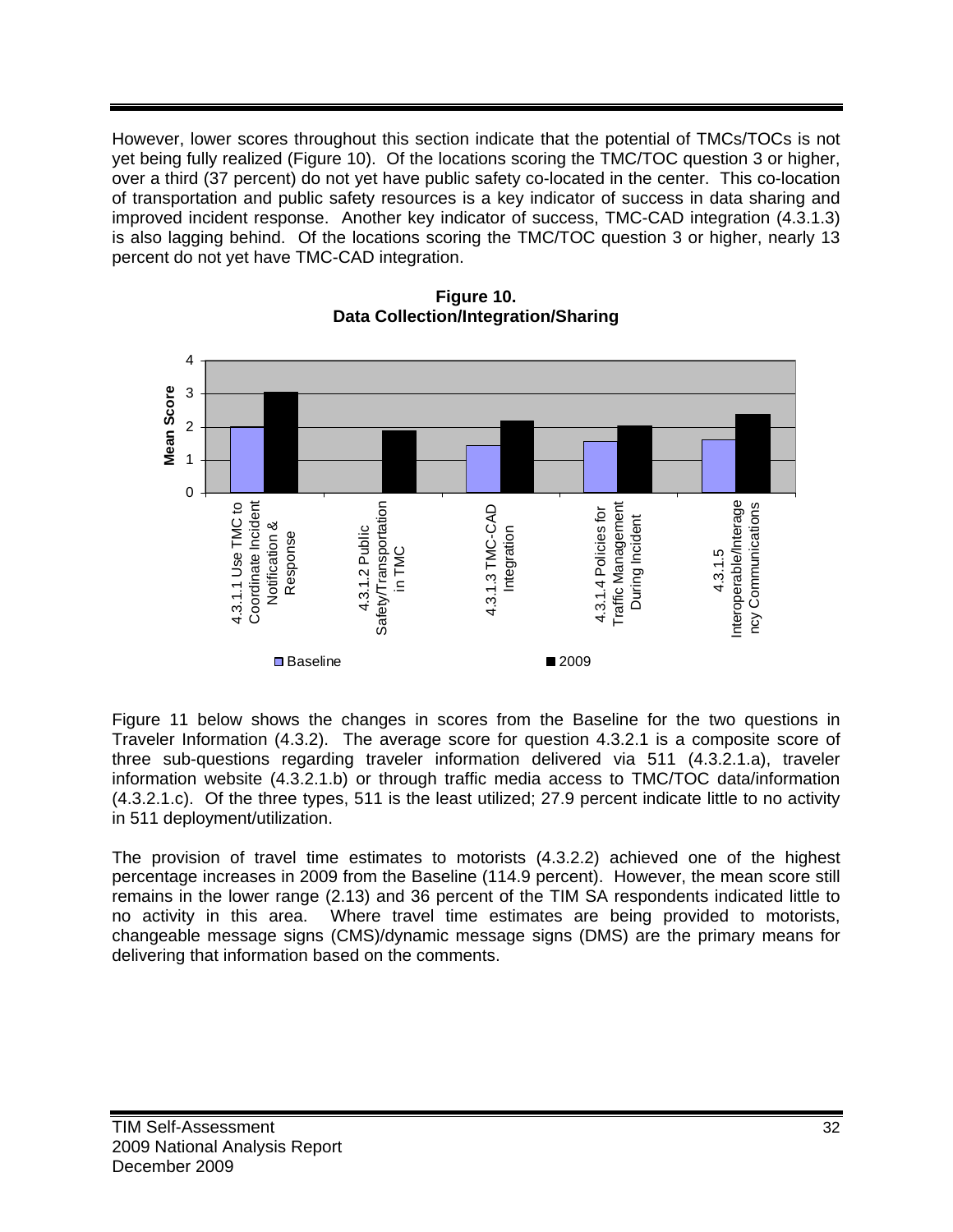However, lower scores throughout this section indicate that the potential of TMCs/TOCs is not yet being fully realized (Figure 10). Of the locations scoring the TMC/TOC question 3 or higher, over a third (37 percent) do not yet have public safety co-located in the center. This co-location of transportation and public safety resources is a key indicator of success in data sharing and improved incident response. Another key indicator of success, TMC-CAD integration (4.3.1.3) is also lagging behind. Of the locations scoring the TMC/TOC question 3 or higher, nearly 13 percent do not yet have TMC-CAD integration.

**Figure 10.**
**Data Collection/Integration/Sharing**

Figure 11 below shows the changes in scores from the Baseline for the two questions in Traveler Information (4.3.2). The average score for question 4.3.2.1 is a composite score of three sub-questions regarding traveler information delivered via 511 (4.3.2.1.a), traveler information website (4.3.2.1.b) or through traffic media access to TMC/TOC data/information (4.3.2.1.c). Of the three types, 511 is the least utilized; 27.9 percent indicate little to no activity in 511 deployment/utilization.

The provision of travel time estimates to motorists (4.3.2.2) achieved one of the highest percentage increases in 2009 from the Baseline (114.9 percent). However, the mean score still remains in the lower range (2.13) and 36 percent of the TIM SA respondents indicated little to no activity in this area. Where travel time estimates are being provided to motorists, changeable message signs (CMS)/dynamic message signs (DMS) are the primary means for delivering that information based on the comments.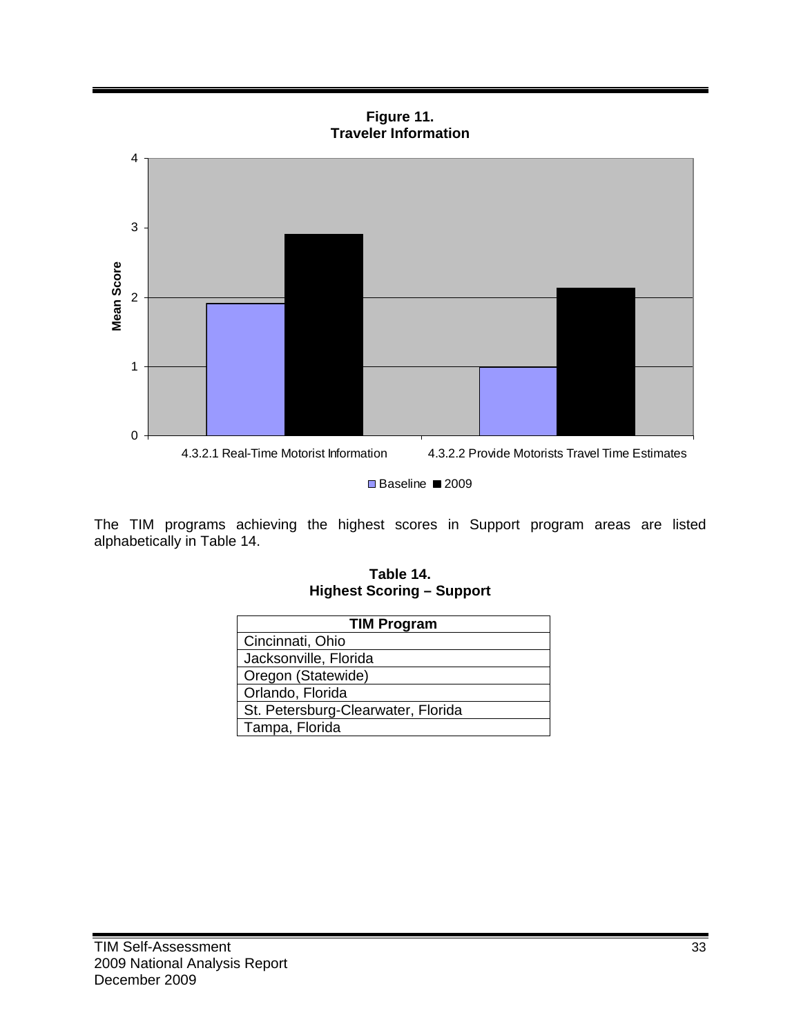**Figure 11.**
**Traveler Information**

The TIM programs achieving the highest scores in Support program areas are listed alphabetically in Table 14.

**Table 14.**
**Highest Scoring – Support**

| TIM Program |
| --- |
| Cincinnati, Ohio |
| Jacksonville, Florida |
| Oregon (Statewide) |
| Orlando, Florida |
| St. Petersburg-Clearwater, Florida |
| Tampa, Florida |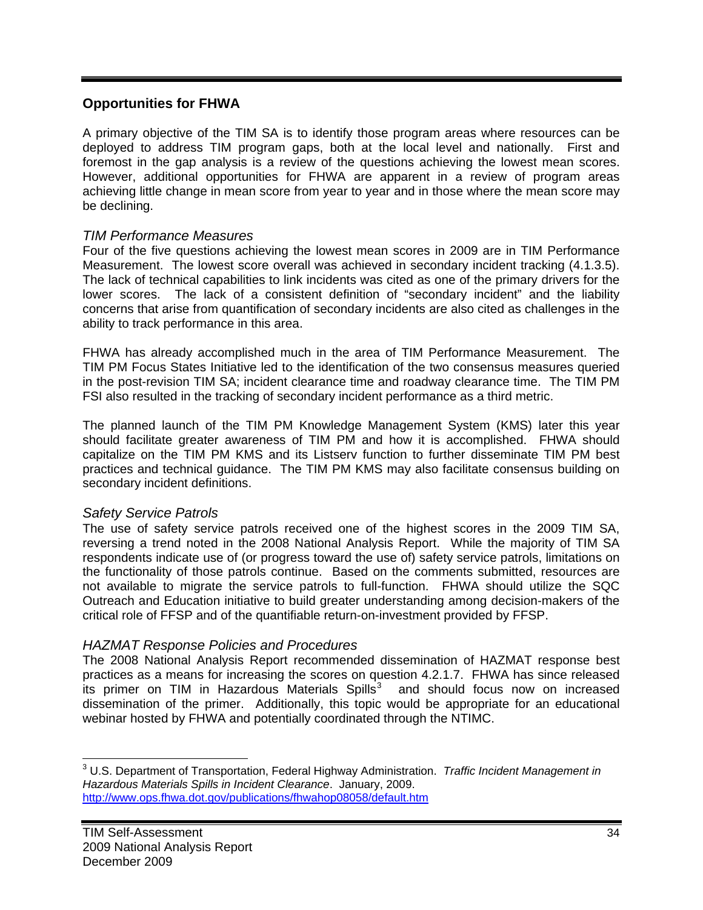## Opportunities for FHWA

A primary objective of the TIM SA is to identify those program areas where resources can be deployed to address TIM program gaps, both at the local level and nationally. First and foremost in the gap analysis is a review of the questions achieving the lowest mean scores. However, additional opportunities for FHWA are apparent in a review of program areas achieving little change in mean score from year to year and in those where the mean score may be declining.

### *TIM Performance Measures*

Four of the five questions achieving the lowest mean scores in 2009 are in TIM Performance Measurement. The lowest score overall was achieved in secondary incident tracking (4.1.3.5). The lack of technical capabilities to link incidents was cited as one of the primary drivers for the lower scores. The lack of a consistent definition of "secondary incident" and the liability concerns that arise from quantification of secondary incidents are also cited as challenges in the ability to track performance in this area.

FHWA has already accomplished much in the area of TIM Performance Measurement. The TIM PM Focus States Initiative led to the identification of the two consensus measures queried in the post-revision TIM SA; incident clearance time and roadway clearance time. The TIM PM FSI also resulted in the tracking of secondary incident performance as a third metric.

The planned launch of the TIM PM Knowledge Management System (KMS) later this year should facilitate greater awareness of TIM PM and how it is accomplished. FHWA should capitalize on the TIM PM KMS and its Listserv function to further disseminate TIM PM best practices and technical guidance. The TIM PM KMS may also facilitate consensus building on secondary incident definitions.

### *Safety Service Patrols*

The use of safety service patrols received one of the highest scores in the 2009 TIM SA, reversing a trend noted in the 2008 National Analysis Report. While the majority of TIM SA respondents indicate use of (or progress toward the use of) safety service patrols, limitations on the functionality of those patrols continue. Based on the comments submitted, resources are not available to migrate the service patrols to full-function. FHWA should utilize the SQC Outreach and Education initiative to build greater understanding among decision-makers of the critical role of FFSP and of the quantifiable return-on-investment provided by FFSP.

### *HAZMAT Response Policies and Procedures*

The 2008 National Analysis Report recommended dissemination of HAZMAT response best practices as a means for increasing the scores on question 4.2.1.7. FHWA has since released its primer on TIM in Hazardous Materials Spills[3] and should focus now on increased dissemination of the primer. Additionally, this topic would be appropriate for an educational webinar hosted by FHWA and potentially coordinated through the NTIMC.

---

[3] U.S. Department of Transportation, Federal Highway Administration. *Traffic Incident Management in Hazardous Materials Spills in Incident Clearance*. January, 2009. http://www.ops.fhwa.dot.gov/publications/fhwahop08058/default.htm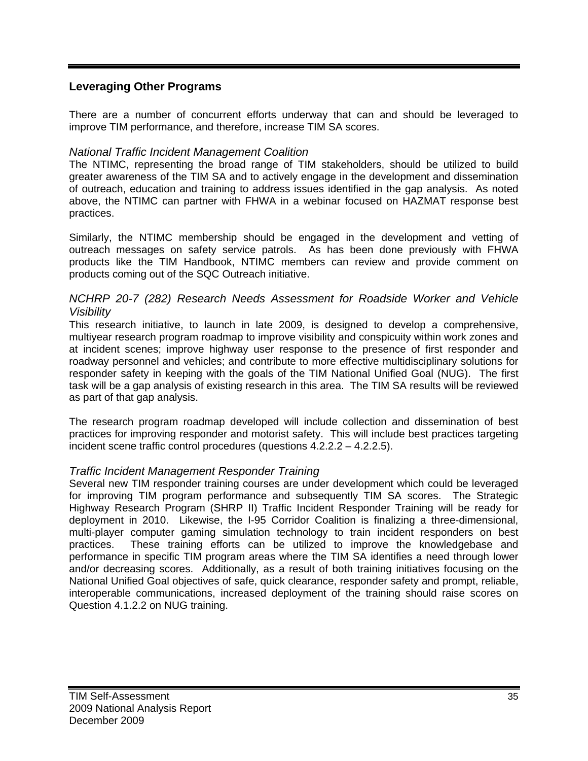## Leveraging Other Programs

There are a number of concurrent efforts underway that can and should be leveraged to improve TIM performance, and therefore, increase TIM SA scores.

### *National Traffic Incident Management Coalition*

The NTIMC, representing the broad range of TIM stakeholders, should be utilized to build greater awareness of the TIM SA and to actively engage in the development and dissemination of outreach, education and training to address issues identified in the gap analysis. As noted above, the NTIMC can partner with FHWA in a webinar focused on HAZMAT response best practices.

Similarly, the NTIMC membership should be engaged in the development and vetting of outreach messages on safety service patrols. As has been done previously with FHWA products like the TIM Handbook, NTIMC members can review and provide comment on products coming out of the SQC Outreach initiative.

### *NCHRP 20-7 (282) Research Needs Assessment for Roadside Worker and Vehicle Visibility*

This research initiative, to launch in late 2009, is designed to develop a comprehensive, multiyear research program roadmap to improve visibility and conspicuity within work zones and at incident scenes; improve highway user response to the presence of first responder and roadway personnel and vehicles; and contribute to more effective multidisciplinary solutions for responder safety in keeping with the goals of the TIM National Unified Goal (NUG). The first task will be a gap analysis of existing research in this area. The TIM SA results will be reviewed as part of that gap analysis.

The research program roadmap developed will include collection and dissemination of best practices for improving responder and motorist safety. This will include best practices targeting incident scene traffic control procedures (questions 4.2.2.2 – 4.2.2.5).

### *Traffic Incident Management Responder Training*

Several new TIM responder training courses are under development which could be leveraged for improving TIM program performance and subsequently TIM SA scores. The Strategic Highway Research Program (SHRP II) Traffic Incident Responder Training will be ready for deployment in 2010. Likewise, the I-95 Corridor Coalition is finalizing a three-dimensional, multi-player computer gaming simulation technology to train incident responders on best practices. These training efforts can be utilized to improve the knowledgebase and performance in specific TIM program areas where the TIM SA identifies a need through lower and/or decreasing scores. Additionally, as a result of both training initiatives focusing on the National Unified Goal objectives of safe, quick clearance, responder safety and prompt, reliable, interoperable communications, increased deployment of the training should raise scores on Question 4.1.2.2 on NUG training.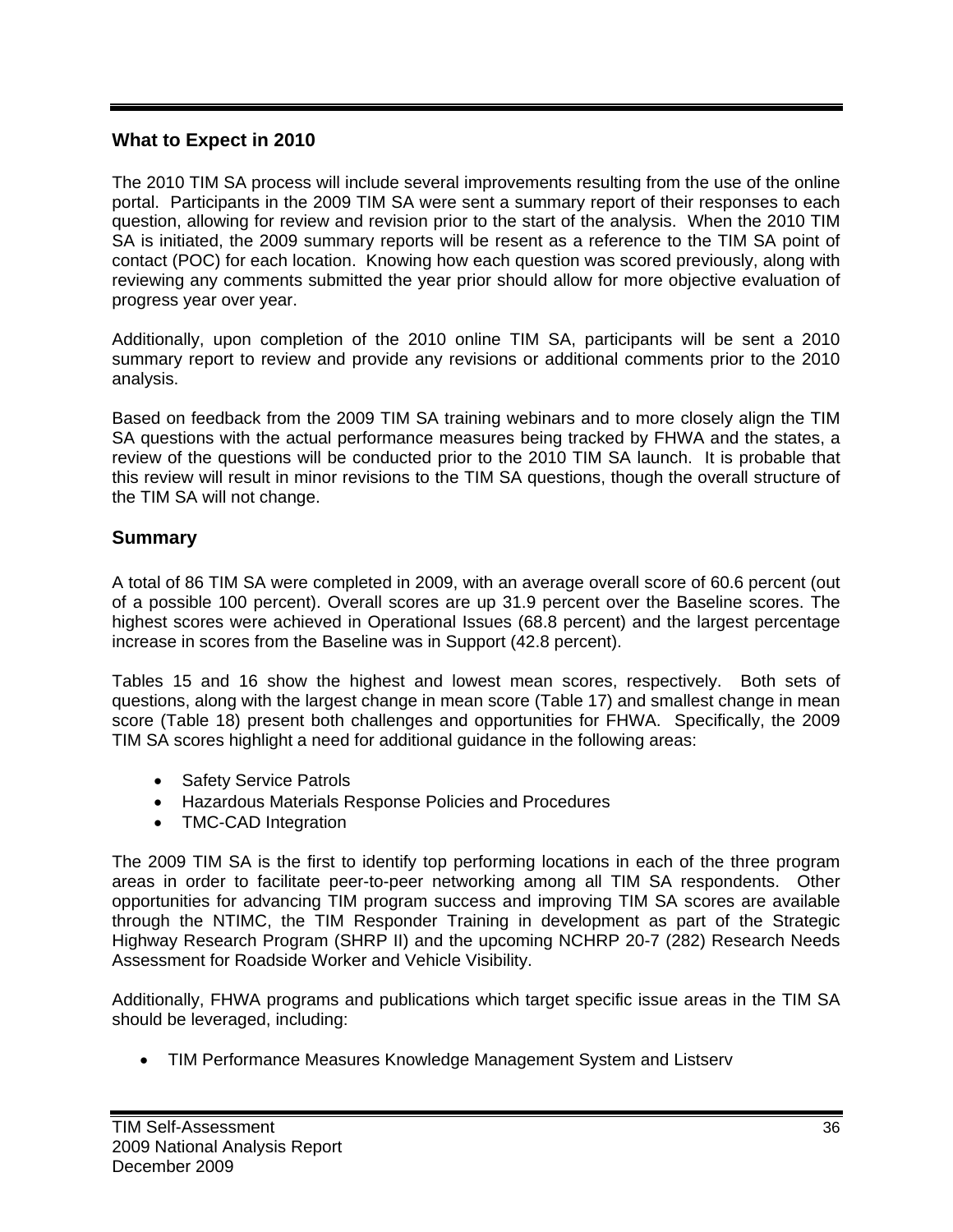## What to Expect in 2010

The 2010 TIM SA process will include several improvements resulting from the use of the online portal. Participants in the 2009 TIM SA were sent a summary report of their responses to each question, allowing for review and revision prior to the start of the analysis. When the 2010 TIM SA is initiated, the 2009 summary reports will be resent as a reference to the TIM SA point of contact (POC) for each location. Knowing how each question was scored previously, along with reviewing any comments submitted the year prior should allow for more objective evaluation of progress year over year.

Additionally, upon completion of the 2010 online TIM SA, participants will be sent a 2010 summary report to review and provide any revisions or additional comments prior to the 2010 analysis.

Based on feedback from the 2009 TIM SA training webinars and to more closely align the TIM SA questions with the actual performance measures being tracked by FHWA and the states, a review of the questions will be conducted prior to the 2010 TIM SA launch. It is probable that this review will result in minor revisions to the TIM SA questions, though the overall structure of the TIM SA will not change.

## Summary

A total of 86 TIM SA were completed in 2009, with an average overall score of 60.6 percent (out of a possible 100 percent). Overall scores are up 31.9 percent over the Baseline scores. The highest scores were achieved in Operational Issues (68.8 percent) and the largest percentage increase in scores from the Baseline was in Support (42.8 percent).

Tables 15 and 16 show the highest and lowest mean scores, respectively. Both sets of questions, along with the largest change in mean score (Table 17) and smallest change in mean score (Table 18) present both challenges and opportunities for FHWA. Specifically, the 2009 TIM SA scores highlight a need for additional guidance in the following areas:

- Safety Service Patrols
- Hazardous Materials Response Policies and Procedures
- TMC-CAD Integration

The 2009 TIM SA is the first to identify top performing locations in each of the three program areas in order to facilitate peer-to-peer networking among all TIM SA respondents. Other opportunities for advancing TIM program success and improving TIM SA scores are available through the NTIMC, the TIM Responder Training in development as part of the Strategic Highway Research Program (SHRP II) and the upcoming NCHRP 20-7 (282) Research Needs Assessment for Roadside Worker and Vehicle Visibility.

Additionally, FHWA programs and publications which target specific issue areas in the TIM SA should be leveraged, including:

- TIM Performance Measures Knowledge Management System and Listserv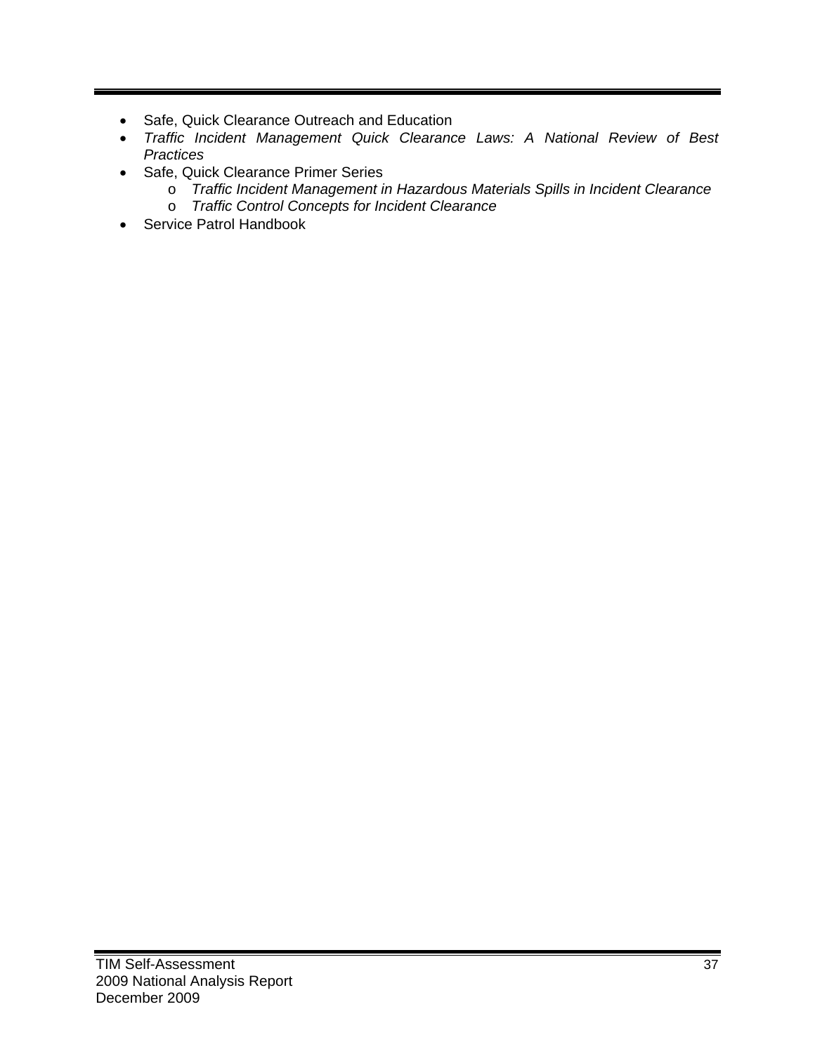- Safe, Quick Clearance Outreach and Education
- *Traffic Incident Management Quick Clearance Laws: A National Review of Best Practices*
- Safe, Quick Clearance Primer Series
  - *Traffic Incident Management in Hazardous Materials Spills in Incident Clearance*
  - *Traffic Control Concepts for Incident Clearance*
- Service Patrol Handbook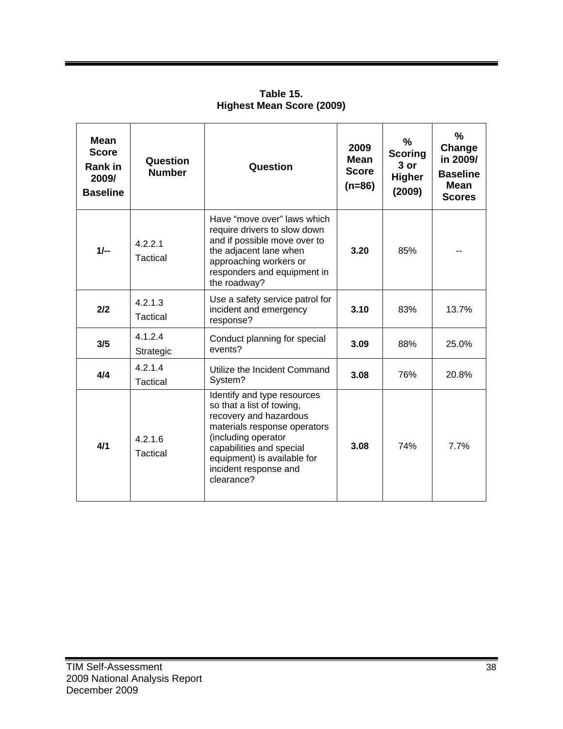**Table 15.**
**Highest Mean Score (2009)**

| Mean Score Rank in 2009/ Baseline | Question Number | Question | 2009 Mean Score (n=86) | % Scoring 3 or Higher (2009) | % Change in 2009/ Baseline Mean Scores |
|---|---|---|---|---|---|
| **1/--** | 4.2.2.1 Tactical | Have "move over" laws which require drivers to slow down and if possible move over to the adjacent lane when approaching workers or responders and equipment in the roadway? | **3.20** | 85% | -- |
| **2/2** | 4.2.1.3 Tactical | Use a safety service patrol for incident and emergency response? | **3.10** | 83% | 13.7% |
| **3/5** | 4.1.2.4 Strategic | Conduct planning for special events? | **3.09** | 88% | 25.0% |
| **4/4** | 4.2.1.4 Tactical | Utilize the Incident Command System? | **3.08** | 76% | 20.8% |
| **4/1** | 4.2.1.6 Tactical | Identify and type resources so that a list of towing, recovery and hazardous materials response operators (including operator capabilities and special equipment) is available for incident response and clearance? | **3.08** | 74% | 7.7% |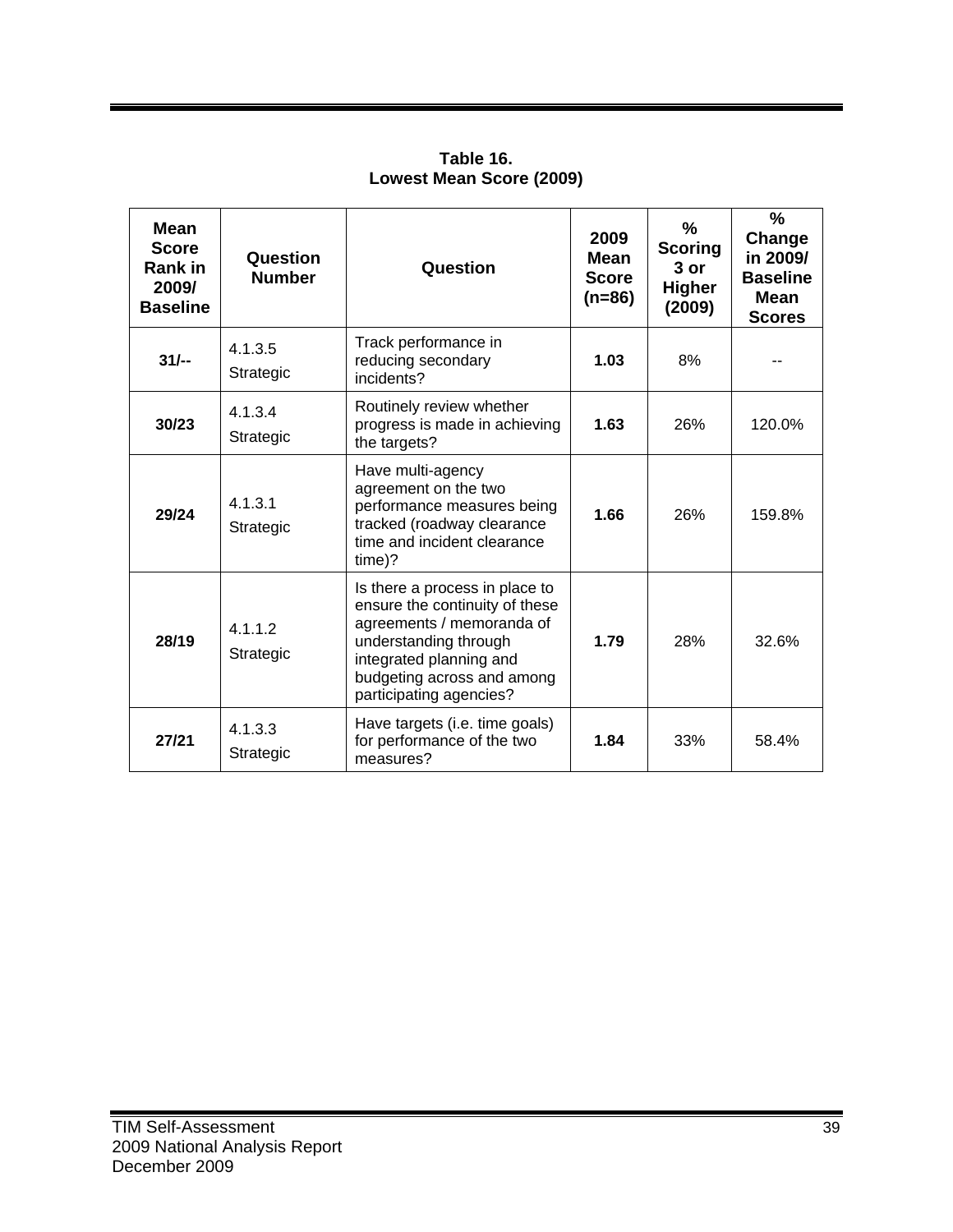**Table 16.**
**Lowest Mean Score (2009)**

| Mean Score Rank in 2009/ Baseline | Question Number | Question | 2009 Mean Score (n=86) | % Scoring 3 or Higher (2009) | % Change in 2009/ Baseline Mean Scores |
|---|---|---|---|---|---|
| **31/--** | 4.1.3.5 Strategic | Track performance in reducing secondary incidents? | **1.03** | 8% | -- |
| **30/23** | 4.1.3.4 Strategic | Routinely review whether progress is made in achieving the targets? | **1.63** | 26% | 120.0% |
| **29/24** | 4.1.3.1 Strategic | Have multi-agency agreement on the two performance measures being tracked (roadway clearance time and incident clearance time)? | **1.66** | 26% | 159.8% |
| **28/19** | 4.1.1.2 Strategic | Is there a process in place to ensure the continuity of these agreements / memoranda of understanding through integrated planning and budgeting across and among participating agencies? | **1.79** | 28% | 32.6% |
| **27/21** | 4.1.3.3 Strategic | Have targets (i.e. time goals) for performance of the two measures? | **1.84** | 33% | 58.4% |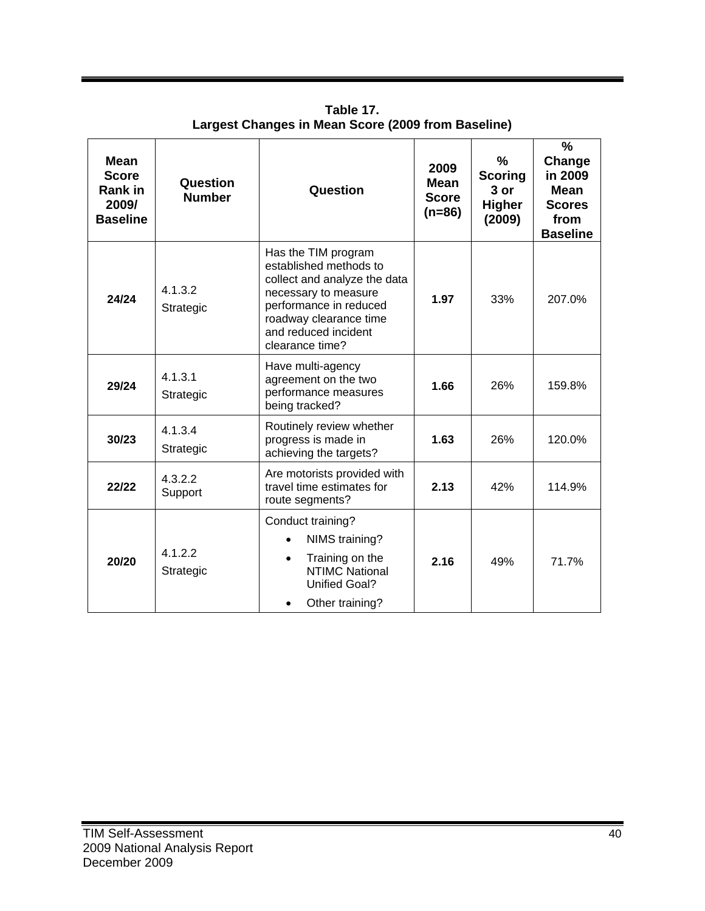**Table 17.**
**Largest Changes in Mean Score (2009 from Baseline)**

| Mean Score Rank in 2009/ Baseline | Question Number | Question | 2009 Mean Score (n=86) | % Scoring 3 or Higher (2009) | % Change in 2009 Mean Scores from Baseline |
|---|---|---|---|---|---|
| **24/24** | 4.1.3.2 Strategic | Has the TIM program established methods to collect and analyze the data necessary to measure performance in reduced roadway clearance time and reduced incident clearance time? | **1.97** | 33% | 207.0% |
| **29/24** | 4.1.3.1 Strategic | Have multi-agency agreement on the two performance measures being tracked? | **1.66** | 26% | 159.8% |
| **30/23** | 4.1.3.4 Strategic | Routinely review whether progress is made in achieving the targets? | **1.63** | 26% | 120.0% |
| **22/22** | 4.3.2.2 Support | Are motorists provided with travel time estimates for route segments? | **2.13** | 42% | 114.9% |
| **20/20** | 4.1.2.2 Strategic | Conduct training? <br>• NIMS training? <br>• Training on the NTIMC National Unified Goal? <br>• Other training? | **2.16** | 49% | 71.7% |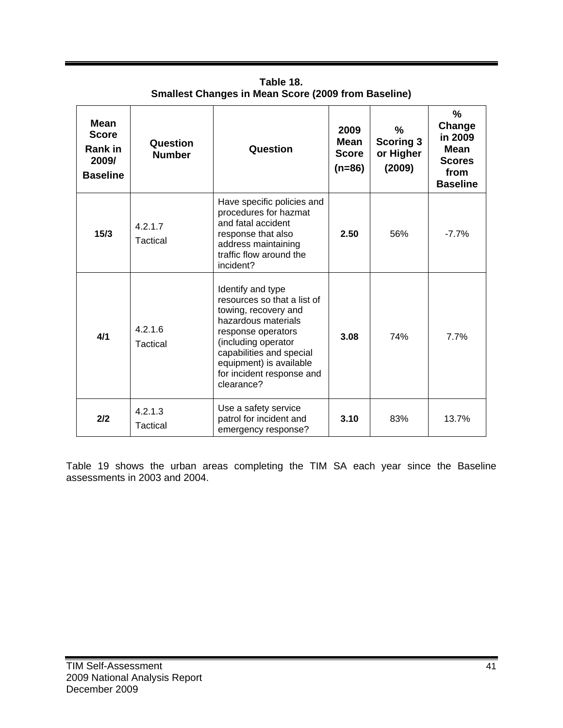**Table 18.**
**Smallest Changes in Mean Score (2009 from Baseline)**

| Mean Score Rank in 2009/ Baseline | Question Number | Question | 2009 Mean Score (n=86) | % Scoring 3 or Higher (2009) | % Change in 2009 Mean Scores from Baseline |
|---|---|---|---|---|---|
| **15/3** | 4.2.1.7 Tactical | Have specific policies and procedures for hazmat and fatal accident response that also address maintaining traffic flow around the incident? | **2.50** | 56% | -7.7% |
| **4/1** | 4.2.1.6 Tactical | Identify and type resources so that a list of towing, recovery and hazardous materials response operators (including operator capabilities and special equipment) is available for incident response and clearance? | **3.08** | 74% | 7.7% |
| **2/2** | 4.2.1.3 Tactical | Use a safety service patrol for incident and emergency response? | **3.10** | 83% | 13.7% |

Table 19 shows the urban areas completing the TIM SA each year since the Baseline assessments in 2003 and 2004.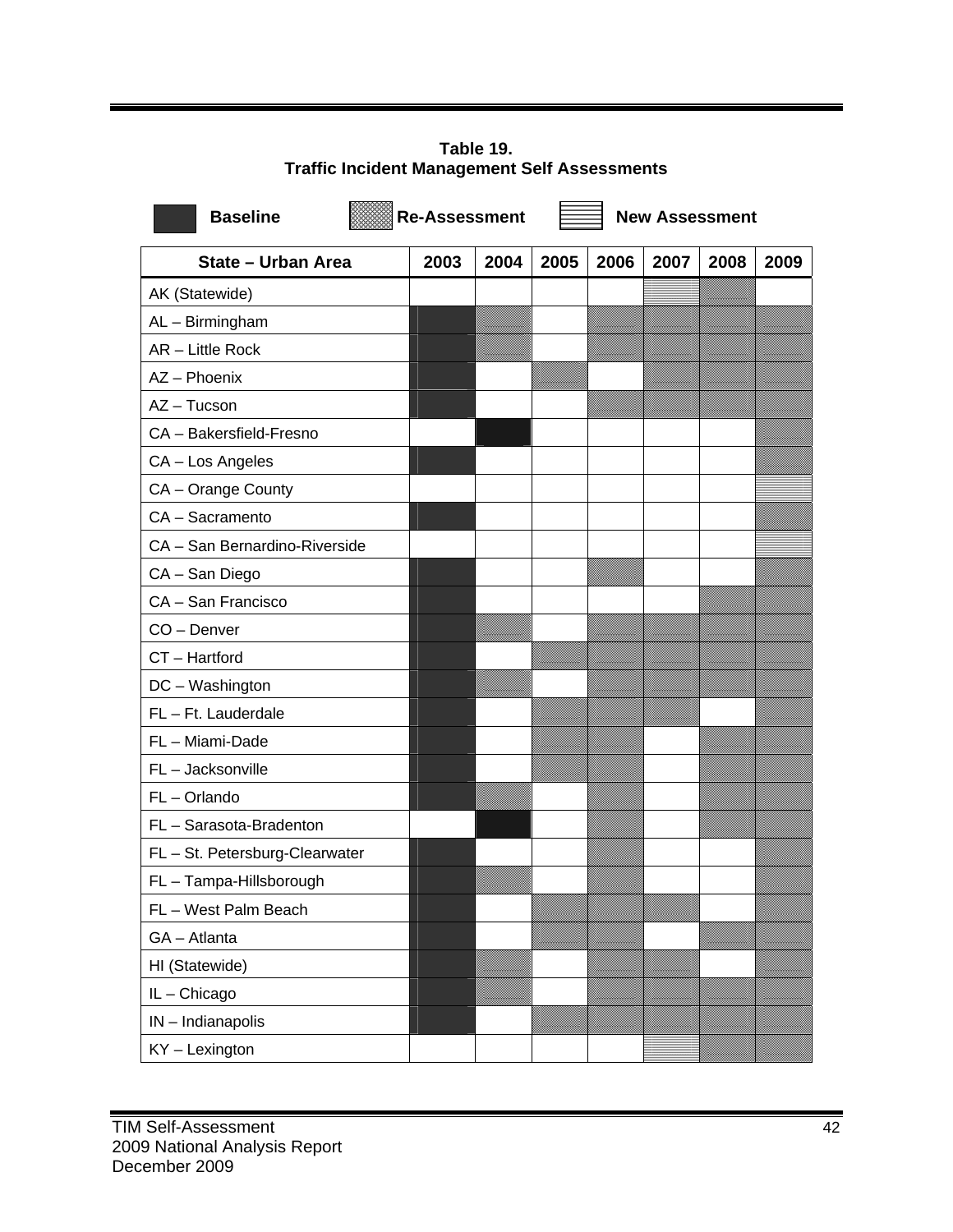**Table 19.**
**Traffic Incident Management Self Assessments**

Legend: **Baseline** | **Re-Assessment** | **New Assessment**

| State – Urban Area | 2003 | 2004 | 2005 | 2006 | 2007 | 2008 | 2009 |
|---|---|---|---|---|---|---|---|
| AK (Statewide) | | | | | New Assessment | Re-Assessment | |
| AL – Birmingham | Baseline | Re-Assessment | | Re-Assessment | Re-Assessment | Re-Assessment | Re-Assessment |
| AR – Little Rock | Baseline | Re-Assessment | | Re-Assessment | Re-Assessment | Re-Assessment | Re-Assessment |
| AZ – Phoenix | Baseline | | Re-Assessment | | Re-Assessment | Re-Assessment | Re-Assessment |
| AZ – Tucson | Baseline | | | Re-Assessment | Re-Assessment | Re-Assessment | Re-Assessment |
| CA – Bakersfield-Fresno | | Baseline | | | | | Re-Assessment |
| CA – Los Angeles | Baseline | | | | | | Re-Assessment |
| CA – Orange County | | | | | | | New Assessment |
| CA – Sacramento | Baseline | | | | | | Re-Assessment |
| CA – San Bernardino-Riverside | | | | | | | New Assessment |
| CA – San Diego | Baseline | | | Re-Assessment | | | Re-Assessment |
| CA – San Francisco | Baseline | | | | | Re-Assessment | Re-Assessment |
| CO – Denver | Baseline | Re-Assessment | | Re-Assessment | Re-Assessment | Re-Assessment | Re-Assessment |
| CT – Hartford | Baseline | | Re-Assessment | Re-Assessment | Re-Assessment | Re-Assessment | Re-Assessment |
| DC – Washington | Baseline | Re-Assessment | | Re-Assessment | Re-Assessment | Re-Assessment | Re-Assessment |
| FL – Ft. Lauderdale | Baseline | | Re-Assessment | Re-Assessment | Re-Assessment | | Re-Assessment |
| FL – Miami-Dade | Baseline | | Re-Assessment | Re-Assessment | | Re-Assessment | Re-Assessment |
| FL – Jacksonville | Baseline | | Re-Assessment | Re-Assessment | | Re-Assessment | Re-Assessment |
| FL – Orlando | Baseline | Re-Assessment | | Re-Assessment | | Re-Assessment | Re-Assessment |
| FL – Sarasota-Bradenton | | Baseline | | Re-Assessment | | Re-Assessment | Re-Assessment |
| FL – St. Petersburg-Clearwater | Baseline | | | Re-Assessment | | | Re-Assessment |
| FL – Tampa-Hillsborough | Baseline | Re-Assessment | | Re-Assessment | | | Re-Assessment |
| FL – West Palm Beach | Baseline | | Re-Assessment | Re-Assessment | Re-Assessment | | Re-Assessment |
| GA – Atlanta | Baseline | | Re-Assessment | Re-Assessment | | Re-Assessment | Re-Assessment |
| HI (Statewide) | Baseline | Re-Assessment | | Re-Assessment | Re-Assessment | | Re-Assessment |
| IL – Chicago | Baseline | Re-Assessment | | Re-Assessment | Re-Assessment | Re-Assessment | Re-Assessment |
| IN – Indianapolis | Baseline | | Re-Assessment | Re-Assessment | Re-Assessment | Re-Assessment | Re-Assessment |
| KY – Lexington | | | | | New Assessment | Re-Assessment | Re-Assessment |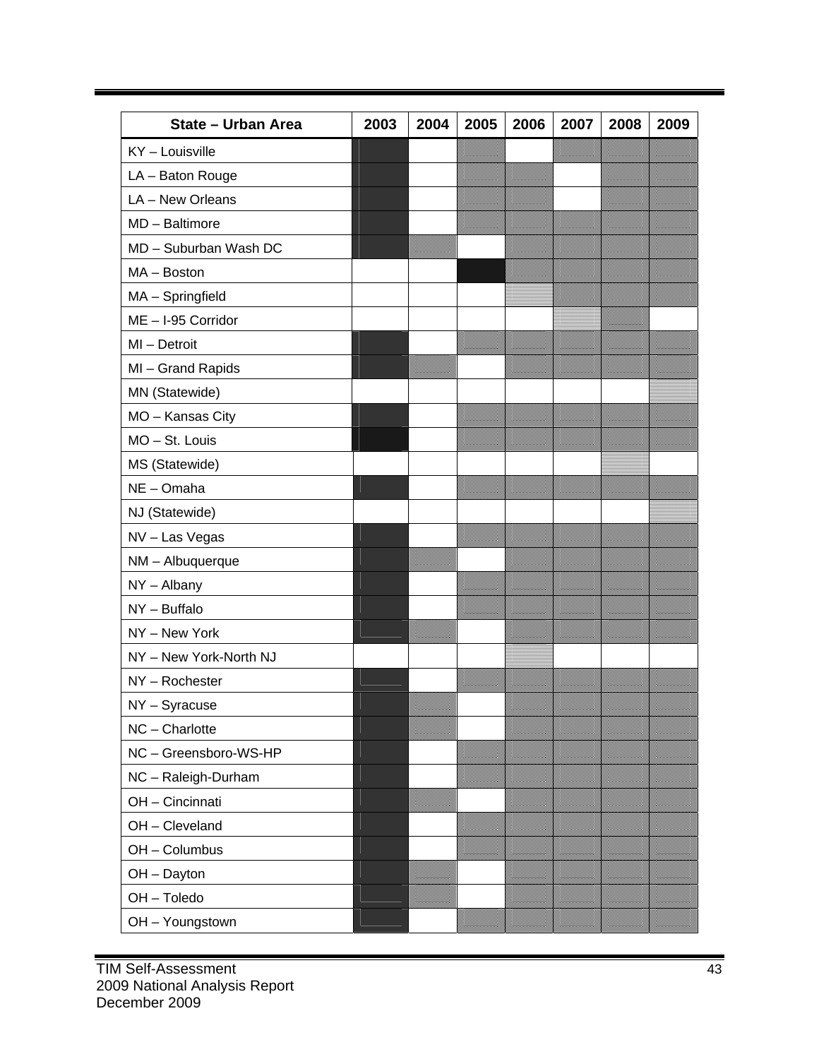| State – Urban Area | 2003 | 2004 | 2005 | 2006 | 2007 | 2008 | 2009 |
|---|---|---|---|---|---|---|---|
| KY – Louisville | | | | | | | |
| LA – Baton Rouge | | | | | | | |
| LA – New Orleans | | | | | | | |
| MD – Baltimore | | | | | | | |
| MD – Suburban Wash DC | | | | | | | |
| MA – Boston | | | | | | | |
| MA – Springfield | | | | | | | |
| ME – I-95 Corridor | | | | | | | |
| MI – Detroit | | | | | | | |
| MI – Grand Rapids | | | | | | | |
| MN (Statewide) | | | | | | | |
| MO – Kansas City | | | | | | | |
| MO – St. Louis | | | | | | | |
| MS (Statewide) | | | | | | | |
| NE – Omaha | | | | | | | |
| NJ (Statewide) | | | | | | | |
| NV – Las Vegas | | | | | | | |
| NM – Albuquerque | | | | | | | |
| NY – Albany | | | | | | | |
| NY – Buffalo | | | | | | | |
| NY – New York | | | | | | | |
| NY – New York-North NJ | | | | | | | |
| NY – Rochester | | | | | | | |
| NY – Syracuse | | | | | | | |
| NC – Charlotte | | | | | | | |
| NC – Greensboro-WS-HP | | | | | | | |
| NC – Raleigh-Durham | | | | | | | |
| OH – Cincinnati | | | | | | | |
| OH – Cleveland | | | | | | | |
| OH – Columbus | | | | | | | |
| OH – Dayton | | | | | | | |
| OH – Toledo | | | | | | | |
| OH – Youngstown | | | | | | | |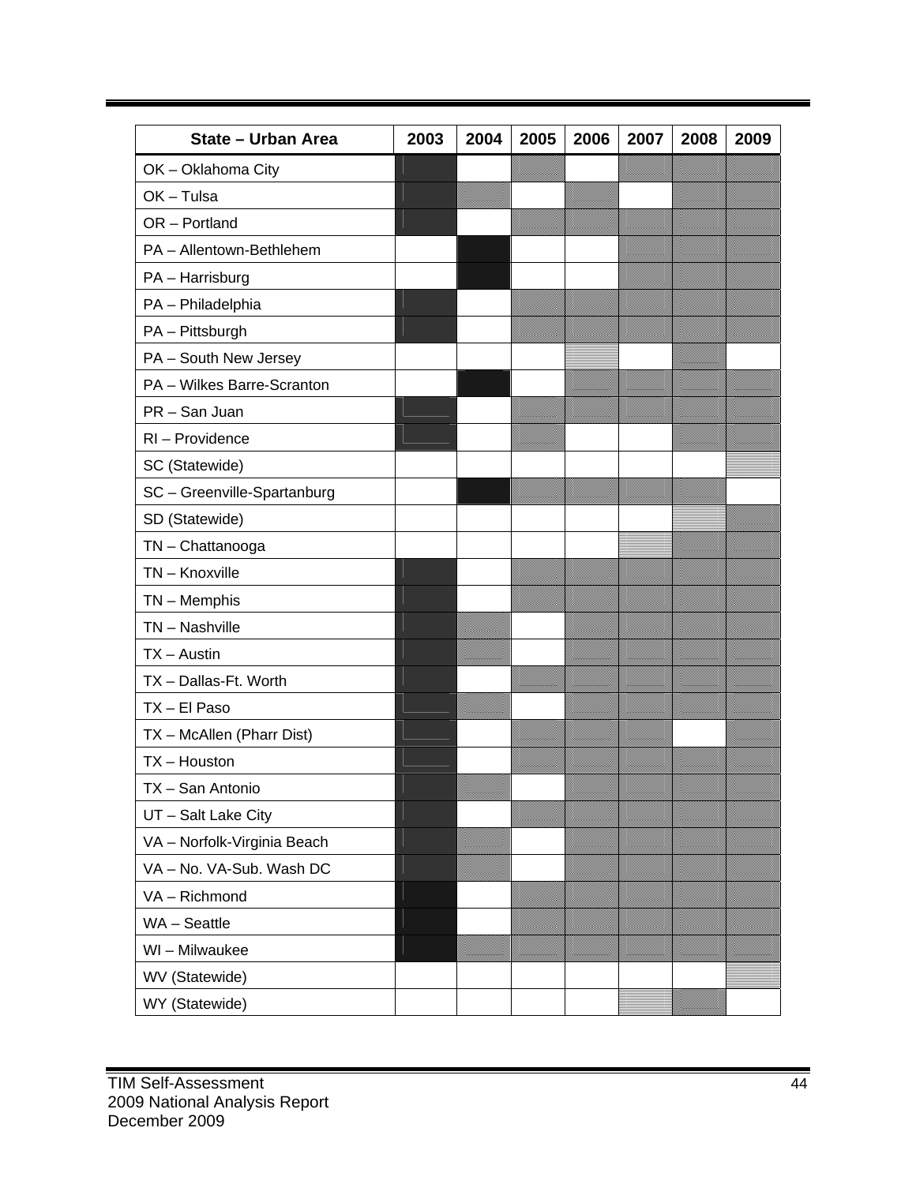| State – Urban Area | 2003 | 2004 | 2005 | 2006 | 2007 | 2008 | 2009 |
|---|---|---|---|---|---|---|---|
| OK – Oklahoma City | | | | | | | |
| OK – Tulsa | | | | | | | |
| OR – Portland | | | | | | | |
| PA – Allentown-Bethlehem | | | | | | | |
| PA – Harrisburg | | | | | | | |
| PA – Philadelphia | | | | | | | |
| PA – Pittsburgh | | | | | | | |
| PA – South New Jersey | | | | | | | |
| PA – Wilkes Barre-Scranton | | | | | | | |
| PR – San Juan | | | | | | | |
| RI – Providence | | | | | | | |
| SC (Statewide) | | | | | | | |
| SC – Greenville-Spartanburg | | | | | | | |
| SD (Statewide) | | | | | | | |
| TN – Chattanooga | | | | | | | |
| TN – Knoxville | | | | | | | |
| TN – Memphis | | | | | | | |
| TN – Nashville | | | | | | | |
| TX – Austin | | | | | | | |
| TX – Dallas-Ft. Worth | | | | | | | |
| TX – El Paso | | | | | | | |
| TX – McAllen (Pharr Dist) | | | | | | | |
| TX – Houston | | | | | | | |
| TX – San Antonio | | | | | | | |
| UT – Salt Lake City | | | | | | | |
| VA – Norfolk-Virginia Beach | | | | | | | |
| VA – No. VA-Sub. Wash DC | | | | | | | |
| VA – Richmond | | | | | | | |
| WA – Seattle | | | | | | | |
| WI – Milwaukee | | | | | | | |
| WV (Statewide) | | | | | | | |
| WY (Statewide) | | | | | | | |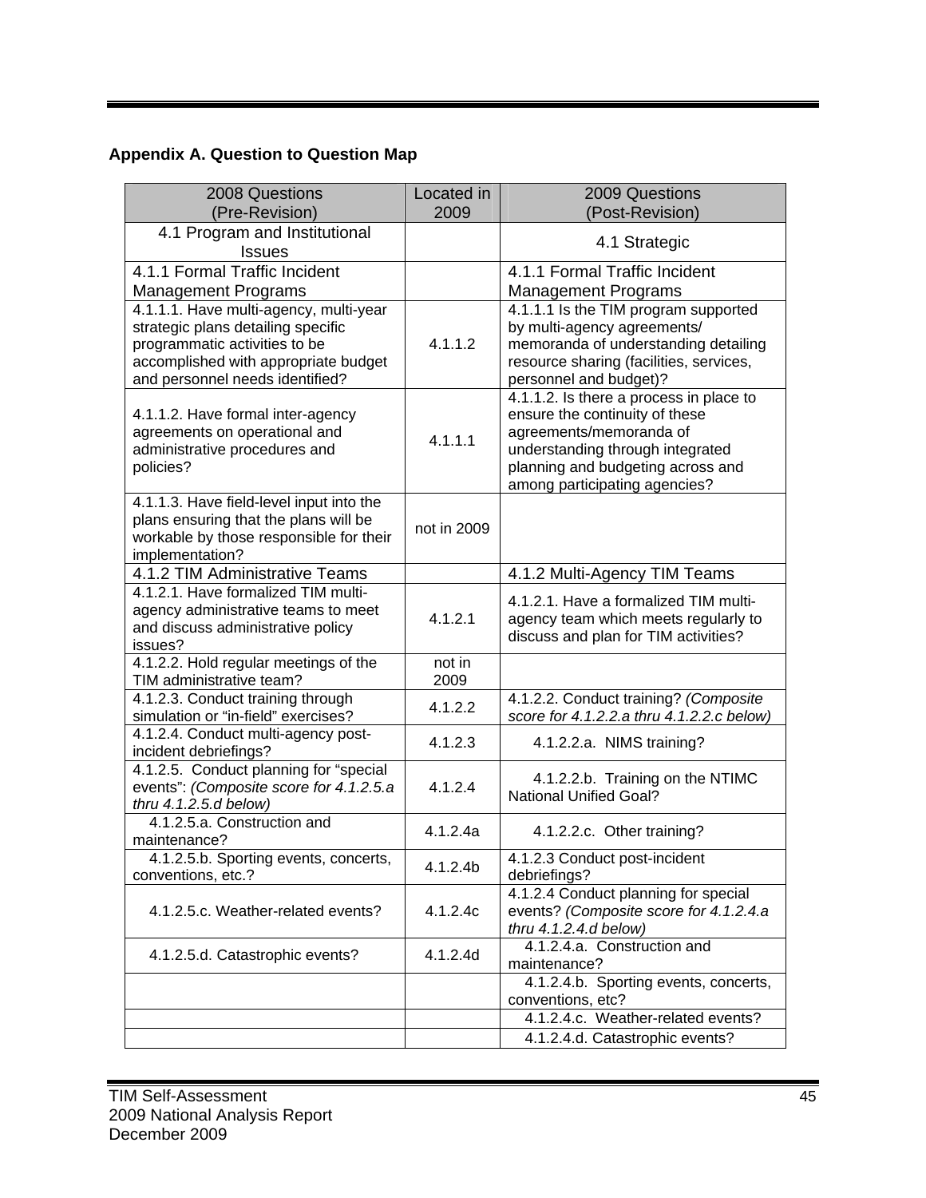## Appendix A. Question to Question Map

| 2008 Questions (Pre-Revision) | Located in 2009 | 2009 Questions (Post-Revision) |
|---|---|---|
| 4.1 Program and Institutional Issues | | 4.1 Strategic |
| 4.1.1 Formal Traffic Incident Management Programs | | 4.1.1 Formal Traffic Incident Management Programs |
| 4.1.1.1. Have multi-agency, multi-year strategic plans detailing specific programmatic activities to be accomplished with appropriate budget and personnel needs identified? | 4.1.1.2 | 4.1.1.1 Is the TIM program supported by multi-agency agreements/ memoranda of understanding detailing resource sharing (facilities, services, personnel and budget)? |
| 4.1.1.2. Have formal inter-agency agreements on operational and administrative procedures and policies? | 4.1.1.1 | 4.1.1.2. Is there a process in place to ensure the continuity of these agreements/memoranda of understanding through integrated planning and budgeting across and among participating agencies? |
| 4.1.1.3. Have field-level input into the plans ensuring that the plans will be workable by those responsible for their implementation? | not in 2009 | |
| 4.1.2 TIM Administrative Teams | | 4.1.2 Multi-Agency TIM Teams |
| 4.1.2.1. Have formalized TIM multi-agency administrative teams to meet and discuss administrative policy issues? | 4.1.2.1 | 4.1.2.1. Have a formalized TIM multi-agency team which meets regularly to discuss and plan for TIM activities? |
| 4.1.2.2. Hold regular meetings of the TIM administrative team? | not in 2009 | |
| 4.1.2.3. Conduct training through simulation or "in-field" exercises? | 4.1.2.2 | 4.1.2.2. Conduct training? *(Composite score for 4.1.2.2.a thru 4.1.2.2.c below)* |
| 4.1.2.4. Conduct multi-agency post-incident debriefings? | 4.1.2.3 | 4.1.2.2.a. NIMS training? |
| 4.1.2.5. Conduct planning for "special events": *(Composite score for 4.1.2.5.a thru 4.1.2.5.d below)* | 4.1.2.4 | 4.1.2.2.b. Training on the NTIMC National Unified Goal? |
| 4.1.2.5.a. Construction and maintenance? | 4.1.2.4a | 4.1.2.2.c. Other training? |
| 4.1.2.5.b. Sporting events, concerts, conventions, etc.? | 4.1.2.4b | 4.1.2.3 Conduct post-incident debriefings? |
| 4.1.2.5.c. Weather-related events? | 4.1.2.4c | 4.1.2.4 Conduct planning for special events? *(Composite score for 4.1.2.4.a thru 4.1.2.4.d below)* |
| 4.1.2.5.d. Catastrophic events? | 4.1.2.4d | 4.1.2.4.a. Construction and maintenance? |
| | | 4.1.2.4.b. Sporting events, concerts, conventions, etc? |
| | | 4.1.2.4.c. Weather-related events? |
| | | 4.1.2.4.d. Catastrophic events? |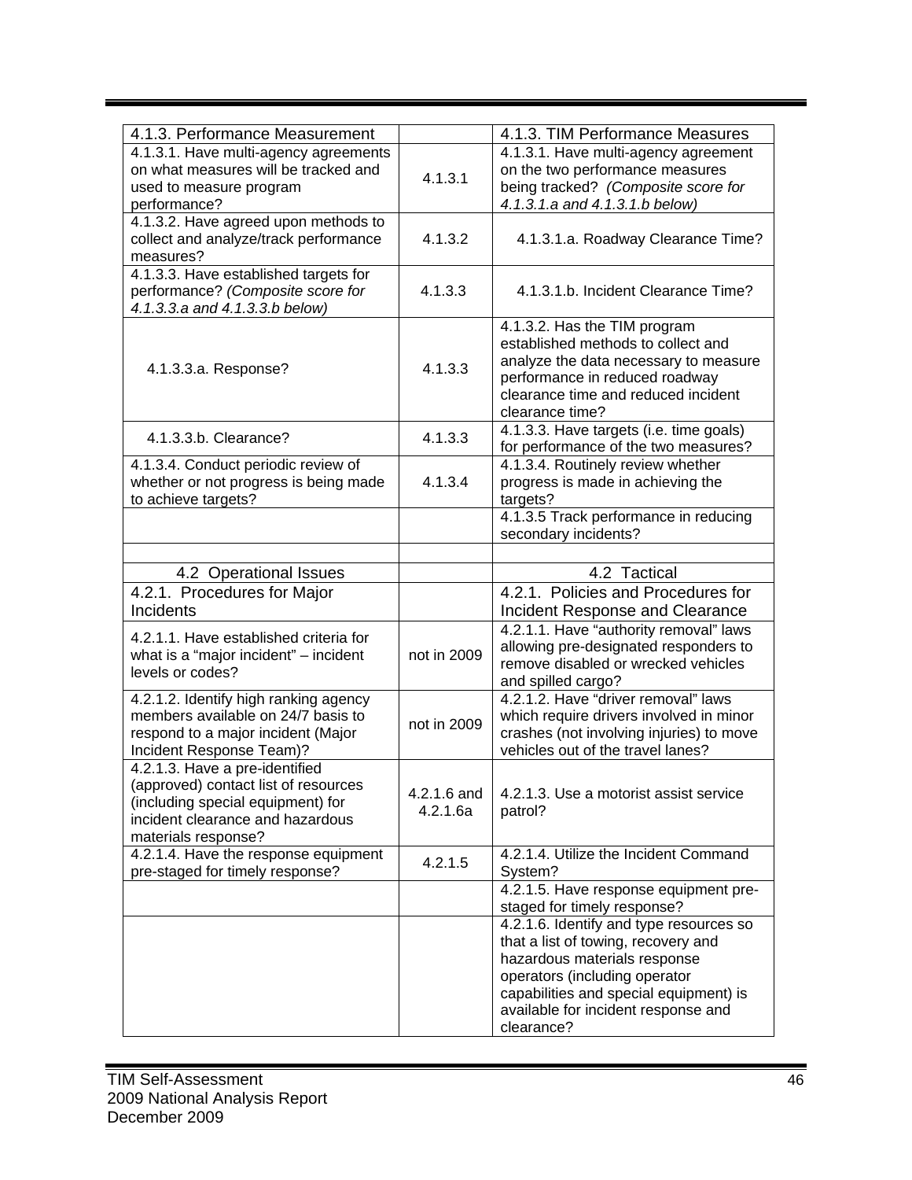| 4.1.3. Performance Measurement | | 4.1.3. TIM Performance Measures |
|---|---|---|
| 4.1.3.1. Have multi-agency agreements on what measures will be tracked and used to measure program performance? | 4.1.3.1 | 4.1.3.1. Have multi-agency agreement on the two performance measures being tracked? *(Composite score for 4.1.3.1.a and 4.1.3.1.b below)* |
| 4.1.3.2. Have agreed upon methods to collect and analyze/track performance measures? | 4.1.3.2 | 4.1.3.1.a. Roadway Clearance Time? |
| 4.1.3.3. Have established targets for performance? *(Composite score for 4.1.3.3.a and 4.1.3.3.b below)* | 4.1.3.3 | 4.1.3.1.b. Incident Clearance Time? |
| 4.1.3.3.a. Response? | 4.1.3.3 | 4.1.3.2. Has the TIM program established methods to collect and analyze the data necessary to measure performance in reduced roadway clearance time and reduced incident clearance time? |
| 4.1.3.3.b. Clearance? | 4.1.3.3 | 4.1.3.3. Have targets (i.e. time goals) for performance of the two measures? |
| 4.1.3.4. Conduct periodic review of whether or not progress is being made to achieve targets? | 4.1.3.4 | 4.1.3.4. Routinely review whether progress is made in achieving the targets? |
| | | 4.1.3.5 Track performance in reducing secondary incidents? |
| | | |
| 4.2 Operational Issues | | 4.2 Tactical |
| 4.2.1. Procedures for Major Incidents | | 4.2.1. Policies and Procedures for Incident Response and Clearance |
| 4.2.1.1. Have established criteria for what is a "major incident" – incident levels or codes? | not in 2009 | 4.2.1.1. Have "authority removal" laws allowing pre-designated responders to remove disabled or wrecked vehicles and spilled cargo? |
| 4.2.1.2. Identify high ranking agency members available on 24/7 basis to respond to a major incident (Major Incident Response Team)? | not in 2009 | 4.2.1.2. Have "driver removal" laws which require drivers involved in minor crashes (not involving injuries) to move vehicles out of the travel lanes? |
| 4.2.1.3. Have a pre-identified (approved) contact list of resources (including special equipment) for incident clearance and hazardous materials response? | 4.2.1.6 and 4.2.1.6a | 4.2.1.3. Use a motorist assist service patrol? |
| 4.2.1.4. Have the response equipment pre-staged for timely response? | 4.2.1.5 | 4.2.1.4. Utilize the Incident Command System? |
| | | 4.2.1.5. Have response equipment pre-staged for timely response? |
| | | 4.2.1.6. Identify and type resources so that a list of towing, recovery and hazardous materials response operators (including operator capabilities and special equipment) is available for incident response and clearance? |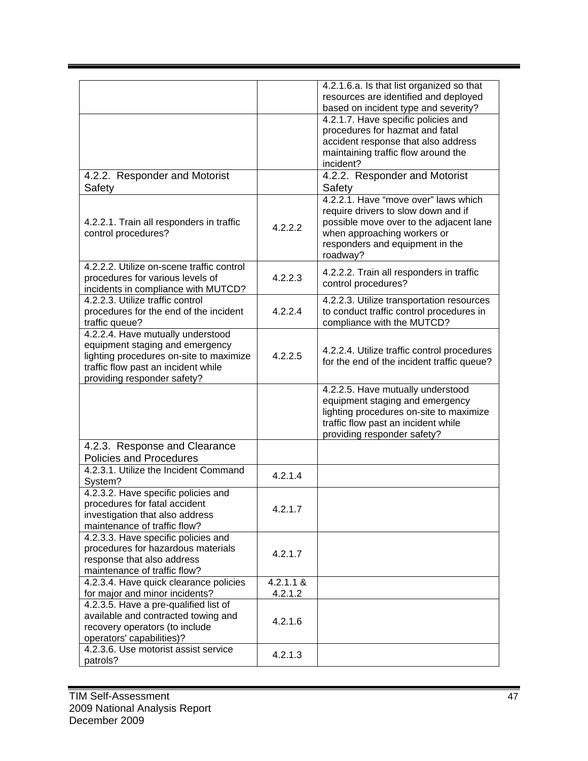| | | |
|---|---|---|
| | | 4.2.1.6.a. Is that list organized so that resources are identified and deployed based on incident type and severity? |
| | | 4.2.1.7. Have specific policies and procedures for hazmat and fatal accident response that also address maintaining traffic flow around the incident? |
| 4.2.2. Responder and Motorist Safety | | 4.2.2. Responder and Motorist Safety |
| 4.2.2.1. Train all responders in traffic control procedures? | 4.2.2.2 | 4.2.2.1. Have "move over" laws which require drivers to slow down and if possible move over to the adjacent lane when approaching workers or responders and equipment in the roadway? |
| 4.2.2.2. Utilize on-scene traffic control procedures for various levels of incidents in compliance with MUTCD? | 4.2.2.3 | 4.2.2.2. Train all responders in traffic control procedures? |
| 4.2.2.3. Utilize traffic control procedures for the end of the incident traffic queue? | 4.2.2.4 | 4.2.2.3. Utilize transportation resources to conduct traffic control procedures in compliance with the MUTCD? |
| 4.2.2.4. Have mutually understood equipment staging and emergency lighting procedures on-site to maximize traffic flow past an incident while providing responder safety? | 4.2.2.5 | 4.2.2.4. Utilize traffic control procedures for the end of the incident traffic queue? |
| | | 4.2.2.5. Have mutually understood equipment staging and emergency lighting procedures on-site to maximize traffic flow past an incident while providing responder safety? |
| 4.2.3. Response and Clearance Policies and Procedures | | |
| 4.2.3.1. Utilize the Incident Command System? | 4.2.1.4 | |
| 4.2.3.2. Have specific policies and procedures for fatal accident investigation that also address maintenance of traffic flow? | 4.2.1.7 | |
| 4.2.3.3. Have specific policies and procedures for hazardous materials response that also address maintenance of traffic flow? | 4.2.1.7 | |
| 4.2.3.4. Have quick clearance policies for major and minor incidents? | 4.2.1.1 & 4.2.1.2 | |
| 4.2.3.5. Have a pre-qualified list of available and contracted towing and recovery operators (to include operators' capabilities)? | 4.2.1.6 | |
| 4.2.3.6. Use motorist assist service patrols? | 4.2.1.3 | |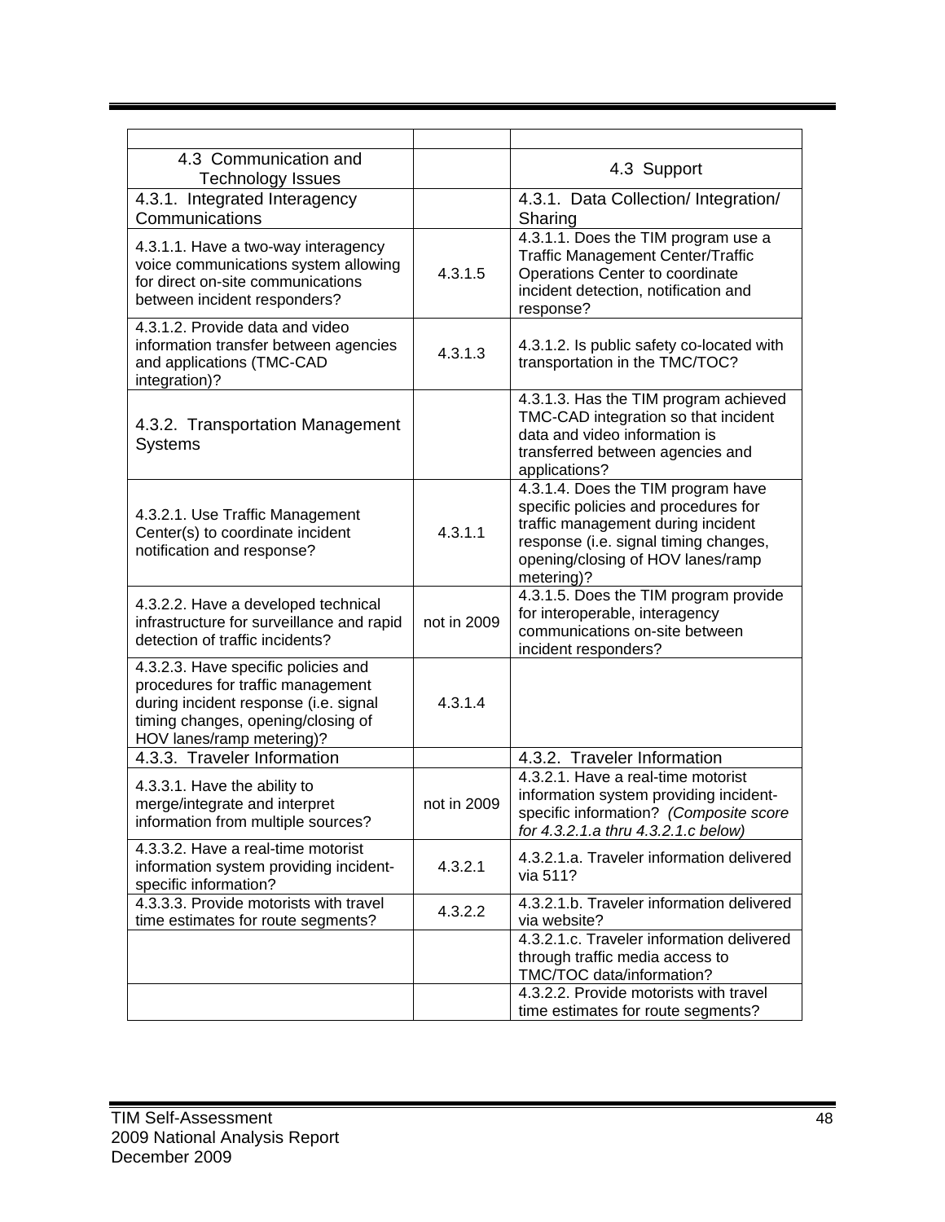| | | |
|---|---|---|
| 4.3 Communication and Technology Issues | | 4.3 Support |
| 4.3.1. Integrated Interagency Communications | | 4.3.1. Data Collection/ Integration/ Sharing |
| 4.3.1.1. Have a two-way interagency voice communications system allowing for direct on-site communications between incident responders? | 4.3.1.5 | 4.3.1.1. Does the TIM program use a Traffic Management Center/Traffic Operations Center to coordinate incident detection, notification and response? |
| 4.3.1.2. Provide data and video information transfer between agencies and applications (TMC-CAD integration)? | 4.3.1.3 | 4.3.1.2. Is public safety co-located with transportation in the TMC/TOC? |
| 4.3.2. Transportation Management Systems | | 4.3.1.3. Has the TIM program achieved TMC-CAD integration so that incident data and video information is transferred between agencies and applications? |
| 4.3.2.1. Use Traffic Management Center(s) to coordinate incident notification and response? | 4.3.1.1 | 4.3.1.4. Does the TIM program have specific policies and procedures for traffic management during incident response (i.e. signal timing changes, opening/closing of HOV lanes/ramp metering)? |
| 4.3.2.2. Have a developed technical infrastructure for surveillance and rapid detection of traffic incidents? | not in 2009 | 4.3.1.5. Does the TIM program provide for interoperable, interagency communications on-site between incident responders? |
| 4.3.2.3. Have specific policies and procedures for traffic management during incident response (i.e. signal timing changes, opening/closing of HOV lanes/ramp metering)? | 4.3.1.4 | |
| 4.3.3. Traveler Information | | 4.3.2. Traveler Information |
| 4.3.3.1. Have the ability to merge/integrate and interpret information from multiple sources? | not in 2009 | 4.3.2.1. Have a real-time motorist information system providing incident-specific information? *(Composite score for 4.3.2.1.a thru 4.3.2.1.c below)* |
| 4.3.3.2. Have a real-time motorist information system providing incident-specific information? | 4.3.2.1 | 4.3.2.1.a. Traveler information delivered via 511? |
| 4.3.3.3. Provide motorists with travel time estimates for route segments? | 4.3.2.2 | 4.3.2.1.b. Traveler information delivered via website? |
| | | 4.3.2.1.c. Traveler information delivered through traffic media access to TMC/TOC data/information? |
| | | 4.3.2.2. Provide motorists with travel time estimates for route segments? |